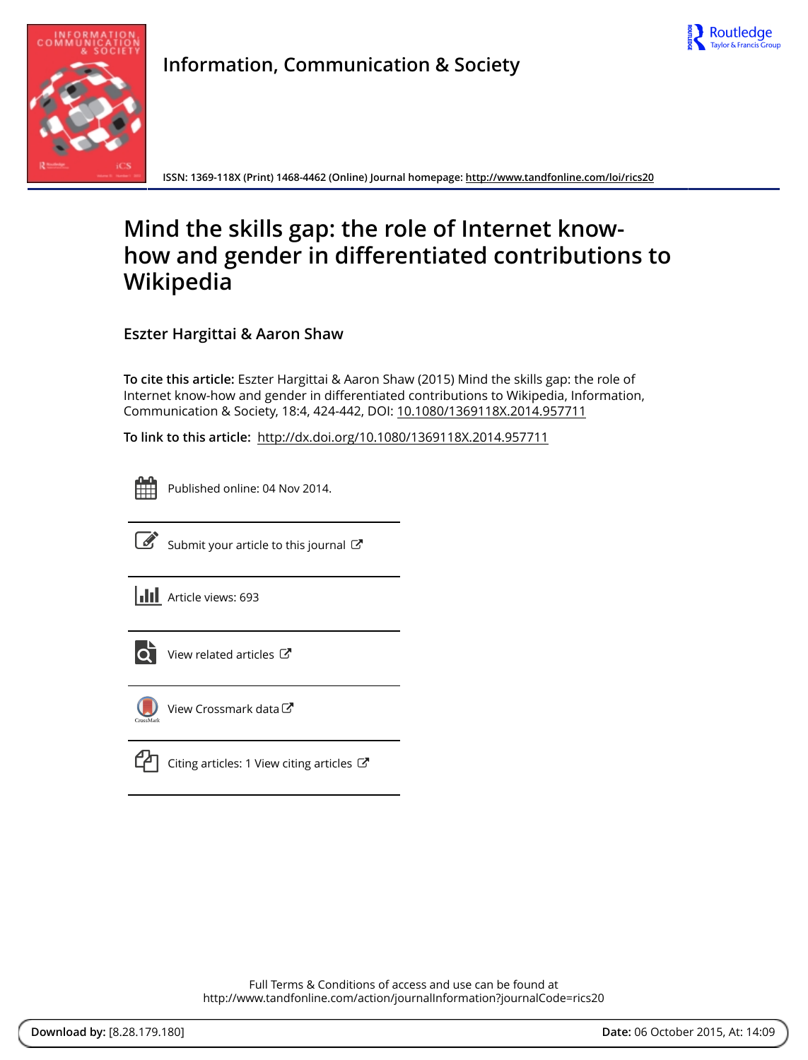Information, Communication & Society

ISSN: 1369-118X (Print) 1468-4462 (Online) Journal homepage: http://www.tandfonline.com/loi/rics20

# Mind the skills gap: the role of Internet know-how and gender in differentiated contributions to Wikipedia

**Eszter Hargittai & Aaron Shaw**

**To cite this article:** Eszter Hargittai & Aaron Shaw (2015) Mind the skills gap: the role of Internet know-how and gender in differentiated contributions to Wikipedia, Information, Communication & Society, 18:4, 424-442, DOI: 10.1080/1369118X.2014.957711

**To link to this article:** http://dx.doi.org/10.1080/1369118X.2014.957711

Published online: 04 Nov 2014.

Submit your article to this journal

Article views: 693

View related articles

View Crossmark data

Citing articles: 1 View citing articles

Full Terms & Conditions of access and use can be found at
http://www.tandfonline.com/action/journalInformation?journalCode=rics20

**Download by:** [8.28.179.180] **Date:** 06 October 2015, At: 14:09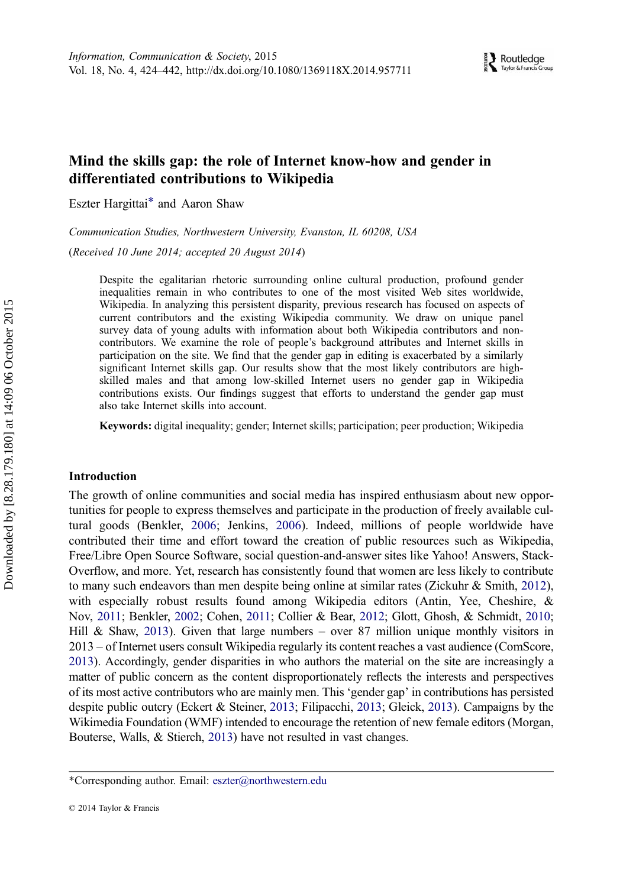# Mind the skills gap: the role of Internet know-how and gender in differentiated contributions to Wikipedia

Eszter Hargittai* and Aaron Shaw

*Communication Studies, Northwestern University, Evanston, IL 60208, USA*

(*Received 10 June 2014; accepted 20 August 2014*)

> Despite the egalitarian rhetoric surrounding online cultural production, profound gender inequalities remain in who contributes to one of the most visited Web sites worldwide, Wikipedia. In analyzing this persistent disparity, previous research has focused on aspects of current contributors and the existing Wikipedia community. We draw on unique panel survey data of young adults with information about both Wikipedia contributors and non-contributors. We examine the role of people's background attributes and Internet skills in participation on the site. We find that the gender gap in editing is exacerbated by a similarly significant Internet skills gap. Our results show that the most likely contributors are high-skilled males and that among low-skilled Internet users no gender gap in Wikipedia contributions exists. Our findings suggest that efforts to understand the gender gap must also take Internet skills into account.
>
> **Keywords:** digital inequality; gender; Internet skills; participation; peer production; Wikipedia

## Introduction

The growth of online communities and social media has inspired enthusiasm about new opportunities for people to express themselves and participate in the production of freely available cultural goods (Benkler, 2006; Jenkins, 2006). Indeed, millions of people worldwide have contributed their time and effort toward the creation of public resources such as Wikipedia, Free/Libre Open Source Software, social question-and-answer sites like Yahoo! Answers, StackOverflow, and more. Yet, research has consistently found that women are less likely to contribute to many such endeavors than men despite being online at similar rates (Zickuhr & Smith, 2012), with especially robust results found among Wikipedia editors (Antin, Yee, Cheshire, & Nov, 2011; Benkler, 2002; Cohen, 2011; Collier & Bear, 2012; Glott, Ghosh, & Schmidt, 2010; Hill & Shaw, 2013). Given that large numbers – over 87 million unique monthly visitors in 2013 – of Internet users consult Wikipedia regularly its content reaches a vast audience (ComScore, 2013). Accordingly, gender disparities in who authors the material on the site are increasingly a matter of public concern as the content disproportionately reflects the interests and perspectives of its most active contributors who are mainly men. This 'gender gap' in contributions has persisted despite public outcry (Eckert & Steiner, 2013; Filipacchi, 2013; Gleick, 2013). Campaigns by the Wikimedia Foundation (WMF) intended to encourage the retention of new female editors (Morgan, Bouterse, Walls, & Stierch, 2013) have not resulted in vast changes.

*Corresponding author. Email: eszter@northwestern.edu

© 2014 Taylor & Francis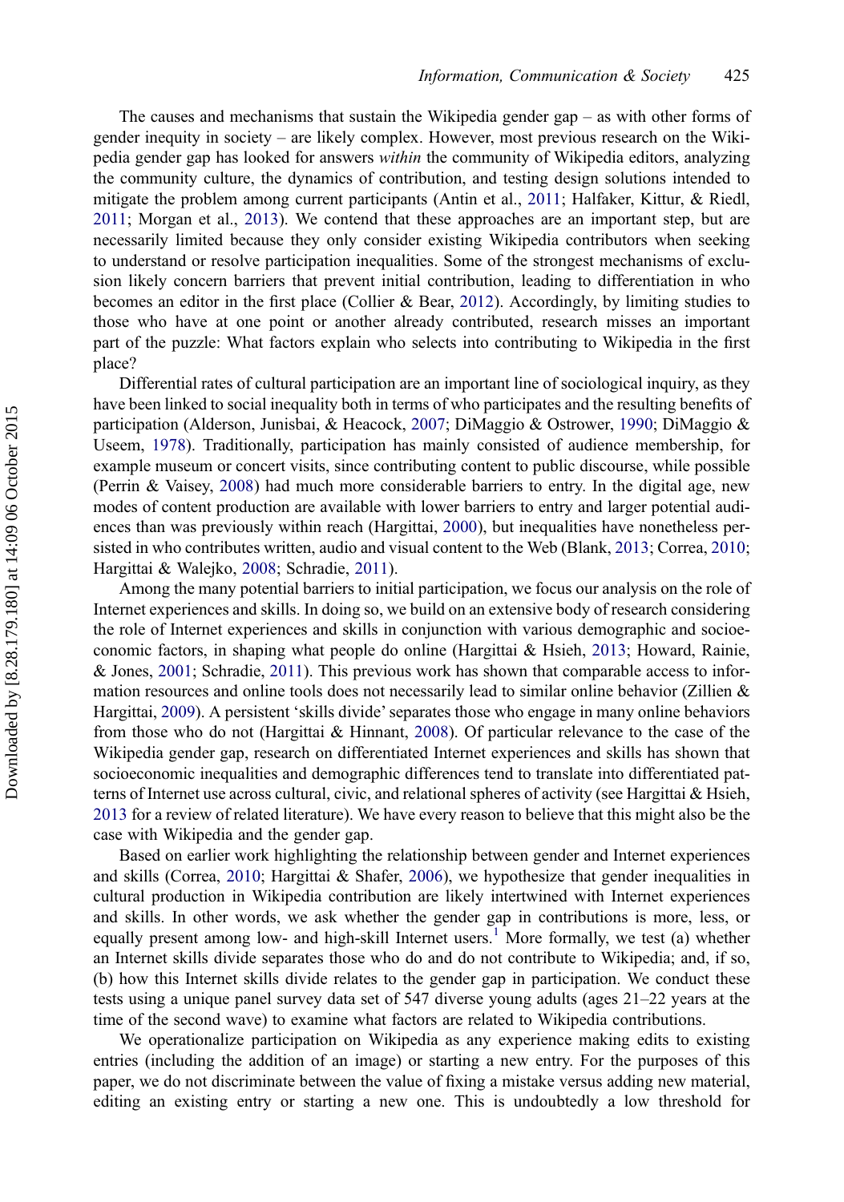The causes and mechanisms that sustain the Wikipedia gender gap – as with other forms of gender inequity in society – are likely complex. However, most previous research on the Wikipedia gender gap has looked for answers *within* the community of Wikipedia editors, analyzing the community culture, the dynamics of contribution, and testing design solutions intended to mitigate the problem among current participants (Antin et al., 2011; Halfaker, Kittur, & Riedl, 2011; Morgan et al., 2013). We contend that these approaches are an important step, but are necessarily limited because they only consider existing Wikipedia contributors when seeking to understand or resolve participation inequalities. Some of the strongest mechanisms of exclusion likely concern barriers that prevent initial contribution, leading to differentiation in who becomes an editor in the first place (Collier & Bear, 2012). Accordingly, by limiting studies to those who have at one point or another already contributed, research misses an important part of the puzzle: What factors explain who selects into contributing to Wikipedia in the first place?

Differential rates of cultural participation are an important line of sociological inquiry, as they have been linked to social inequality both in terms of who participates and the resulting benefits of participation (Alderson, Junisbai, & Heacock, 2007; DiMaggio & Ostrower, 1990; DiMaggio & Useem, 1978). Traditionally, participation has mainly consisted of audience membership, for example museum or concert visits, since contributing content to public discourse, while possible (Perrin & Vaisey, 2008) had much more considerable barriers to entry. In the digital age, new modes of content production are available with lower barriers to entry and larger potential audiences than was previously within reach (Hargittai, 2000), but inequalities have nonetheless persisted in who contributes written, audio and visual content to the Web (Blank, 2013; Correa, 2010; Hargittai & Walejko, 2008; Schradie, 2011).

Among the many potential barriers to initial participation, we focus our analysis on the role of Internet experiences and skills. In doing so, we build on an extensive body of research considering the role of Internet experiences and skills in conjunction with various demographic and socioeconomic factors, in shaping what people do online (Hargittai & Hsieh, 2013; Howard, Rainie, & Jones, 2001; Schradie, 2011). This previous work has shown that comparable access to information resources and online tools does not necessarily lead to similar online behavior (Zillien & Hargittai, 2009). A persistent 'skills divide' separates those who engage in many online behaviors from those who do not (Hargittai & Hinnant, 2008). Of particular relevance to the case of the Wikipedia gender gap, research on differentiated Internet experiences and skills has shown that socioeconomic inequalities and demographic differences tend to translate into differentiated patterns of Internet use across cultural, civic, and relational spheres of activity (see Hargittai & Hsieh, 2013 for a review of related literature). We have every reason to believe that this might also be the case with Wikipedia and the gender gap.

Based on earlier work highlighting the relationship between gender and Internet experiences and skills (Correa, 2010; Hargittai & Shafer, 2006), we hypothesize that gender inequalities in cultural production in Wikipedia contribution are likely intertwined with Internet experiences and skills. In other words, we ask whether the gender gap in contributions is more, less, or equally present among low- and high-skill Internet users.[1] More formally, we test (a) whether an Internet skills divide separates those who do and do not contribute to Wikipedia; and, if so, (b) how this Internet skills divide relates to the gender gap in participation. We conduct these tests using a unique panel survey data set of 547 diverse young adults (ages 21–22 years at the time of the second wave) to examine what factors are related to Wikipedia contributions.

We operationalize participation on Wikipedia as any experience making edits to existing entries (including the addition of an image) or starting a new entry. For the purposes of this paper, we do not discriminate between the value of fixing a mistake versus adding new material, editing an existing entry or starting a new one. This is undoubtedly a low threshold for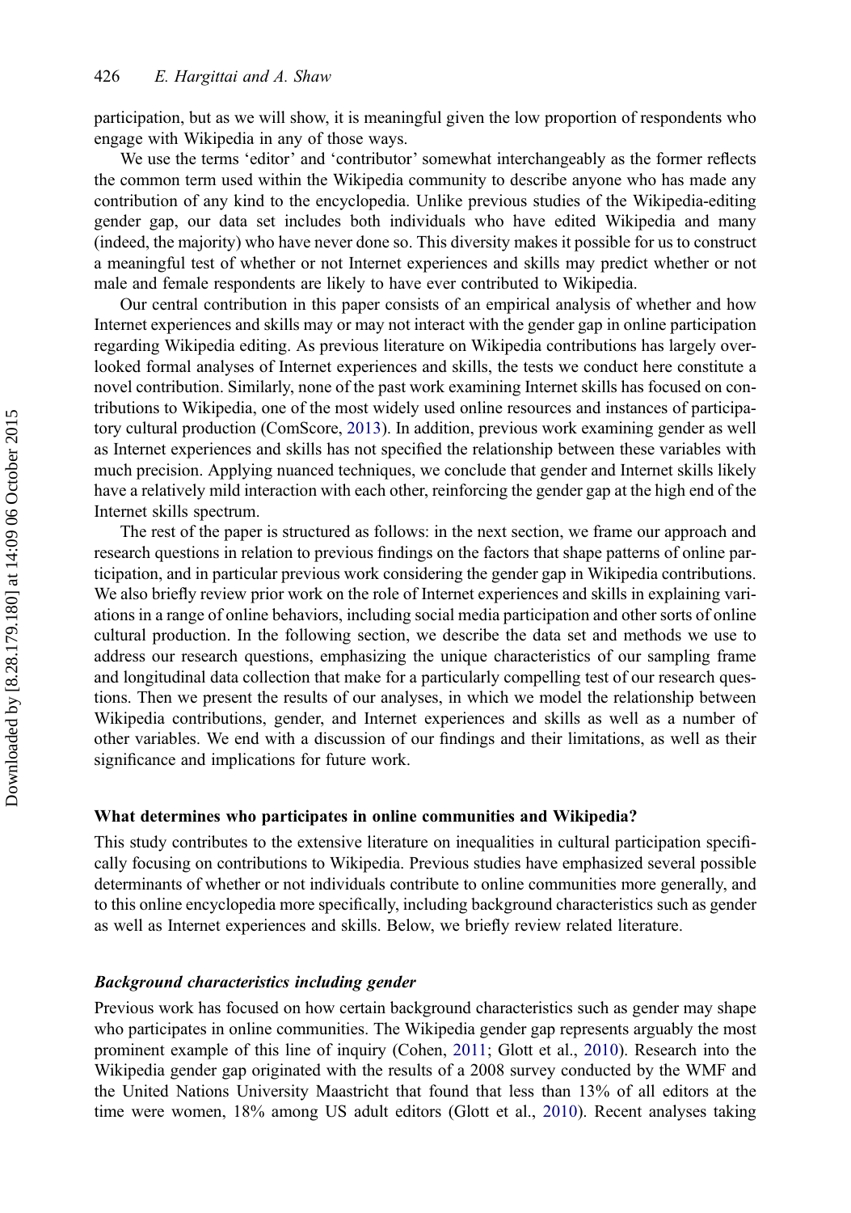participation, but as we will show, it is meaningful given the low proportion of respondents who engage with Wikipedia in any of those ways.

We use the terms 'editor' and 'contributor' somewhat interchangeably as the former reflects the common term used within the Wikipedia community to describe anyone who has made any contribution of any kind to the encyclopedia. Unlike previous studies of the Wikipedia-editing gender gap, our data set includes both individuals who have edited Wikipedia and many (indeed, the majority) who have never done so. This diversity makes it possible for us to construct a meaningful test of whether or not Internet experiences and skills may predict whether or not male and female respondents are likely to have ever contributed to Wikipedia.

Our central contribution in this paper consists of an empirical analysis of whether and how Internet experiences and skills may or may not interact with the gender gap in online participation regarding Wikipedia editing. As previous literature on Wikipedia contributions has largely overlooked formal analyses of Internet experiences and skills, the tests we conduct here constitute a novel contribution. Similarly, none of the past work examining Internet skills has focused on contributions to Wikipedia, one of the most widely used online resources and instances of participatory cultural production (ComScore, 2013). In addition, previous work examining gender as well as Internet experiences and skills has not specified the relationship between these variables with much precision. Applying nuanced techniques, we conclude that gender and Internet skills likely have a relatively mild interaction with each other, reinforcing the gender gap at the high end of the Internet skills spectrum.

The rest of the paper is structured as follows: in the next section, we frame our approach and research questions in relation to previous findings on the factors that shape patterns of online participation, and in particular previous work considering the gender gap in Wikipedia contributions. We also briefly review prior work on the role of Internet experiences and skills in explaining variations in a range of online behaviors, including social media participation and other sorts of online cultural production. In the following section, we describe the data set and methods we use to address our research questions, emphasizing the unique characteristics of our sampling frame and longitudinal data collection that make for a particularly compelling test of our research questions. Then we present the results of our analyses, in which we model the relationship between Wikipedia contributions, gender, and Internet experiences and skills as well as a number of other variables. We end with a discussion of our findings and their limitations, as well as their significance and implications for future work.

## What determines who participates in online communities and Wikipedia?

This study contributes to the extensive literature on inequalities in cultural participation specifically focusing on contributions to Wikipedia. Previous studies have emphasized several possible determinants of whether or not individuals contribute to online communities more generally, and to this online encyclopedia more specifically, including background characteristics such as gender as well as Internet experiences and skills. Below, we briefly review related literature.

### *Background characteristics including gender*

Previous work has focused on how certain background characteristics such as gender may shape who participates in online communities. The Wikipedia gender gap represents arguably the most prominent example of this line of inquiry (Cohen, 2011; Glott et al., 2010). Research into the Wikipedia gender gap originated with the results of a 2008 survey conducted by the WMF and the United Nations University Maastricht that found that less than 13% of all editors at the time were women, 18% among US adult editors (Glott et al., 2010). Recent analyses taking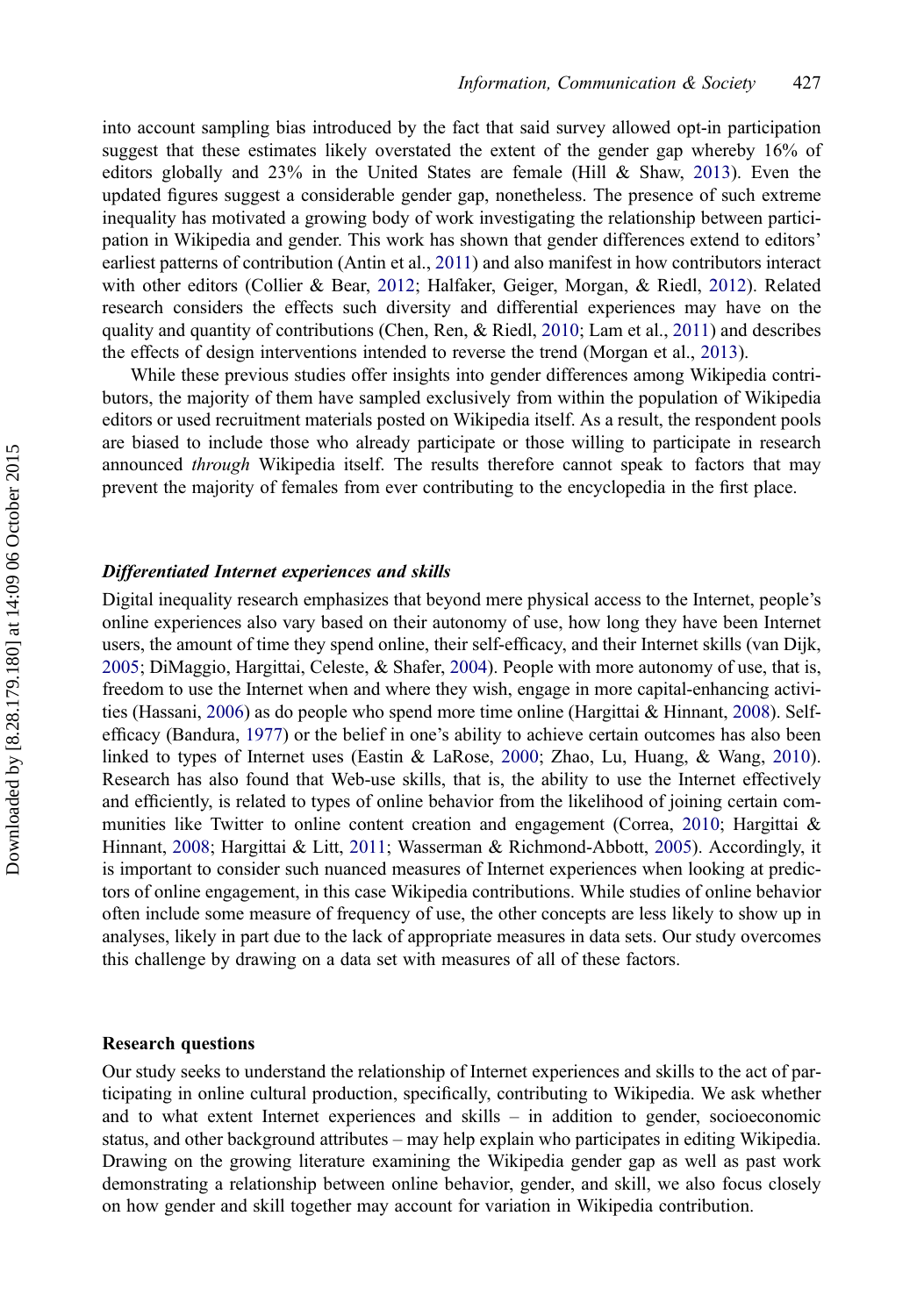into account sampling bias introduced by the fact that said survey allowed opt-in participation suggest that these estimates likely overstated the extent of the gender gap whereby 16% of editors globally and 23% in the United States are female (Hill & Shaw, 2013). Even the updated figures suggest a considerable gender gap, nonetheless. The presence of such extreme inequality has motivated a growing body of work investigating the relationship between participation in Wikipedia and gender. This work has shown that gender differences extend to editors' earliest patterns of contribution (Antin et al., 2011) and also manifest in how contributors interact with other editors (Collier & Bear, 2012; Halfaker, Geiger, Morgan, & Riedl, 2012). Related research considers the effects such diversity and differential experiences may have on the quality and quantity of contributions (Chen, Ren, & Riedl, 2010; Lam et al., 2011) and describes the effects of design interventions intended to reverse the trend (Morgan et al., 2013).

While these previous studies offer insights into gender differences among Wikipedia contributors, the majority of them have sampled exclusively from within the population of Wikipedia editors or used recruitment materials posted on Wikipedia itself. As a result, the respondent pools are biased to include those who already participate or those willing to participate in research announced *through* Wikipedia itself. The results therefore cannot speak to factors that may prevent the majority of females from ever contributing to the encyclopedia in the first place.

### *Differentiated Internet experiences and skills*

Digital inequality research emphasizes that beyond mere physical access to the Internet, people's online experiences also vary based on their autonomy of use, how long they have been Internet users, the amount of time they spend online, their self-efficacy, and their Internet skills (van Dijk, 2005; DiMaggio, Hargittai, Celeste, & Shafer, 2004). People with more autonomy of use, that is, freedom to use the Internet when and where they wish, engage in more capital-enhancing activities (Hassani, 2006) as do people who spend more time online (Hargittai & Hinnant, 2008). Self-efficacy (Bandura, 1977) or the belief in one's ability to achieve certain outcomes has also been linked to types of Internet uses (Eastin & LaRose, 2000; Zhao, Lu, Huang, & Wang, 2010). Research has also found that Web-use skills, that is, the ability to use the Internet effectively and efficiently, is related to types of online behavior from the likelihood of joining certain communities like Twitter to online content creation and engagement (Correa, 2010; Hargittai & Hinnant, 2008; Hargittai & Litt, 2011; Wasserman & Richmond-Abbott, 2005). Accordingly, it is important to consider such nuanced measures of Internet experiences when looking at predictors of online engagement, in this case Wikipedia contributions. While studies of online behavior often include some measure of frequency of use, the other concepts are less likely to show up in analyses, likely in part due to the lack of appropriate measures in data sets. Our study overcomes this challenge by drawing on a data set with measures of all of these factors.

## Research questions

Our study seeks to understand the relationship of Internet experiences and skills to the act of participating in online cultural production, specifically, contributing to Wikipedia. We ask whether and to what extent Internet experiences and skills – in addition to gender, socioeconomic status, and other background attributes – may help explain who participates in editing Wikipedia. Drawing on the growing literature examining the Wikipedia gender gap as well as past work demonstrating a relationship between online behavior, gender, and skill, we also focus closely on how gender and skill together may account for variation in Wikipedia contribution.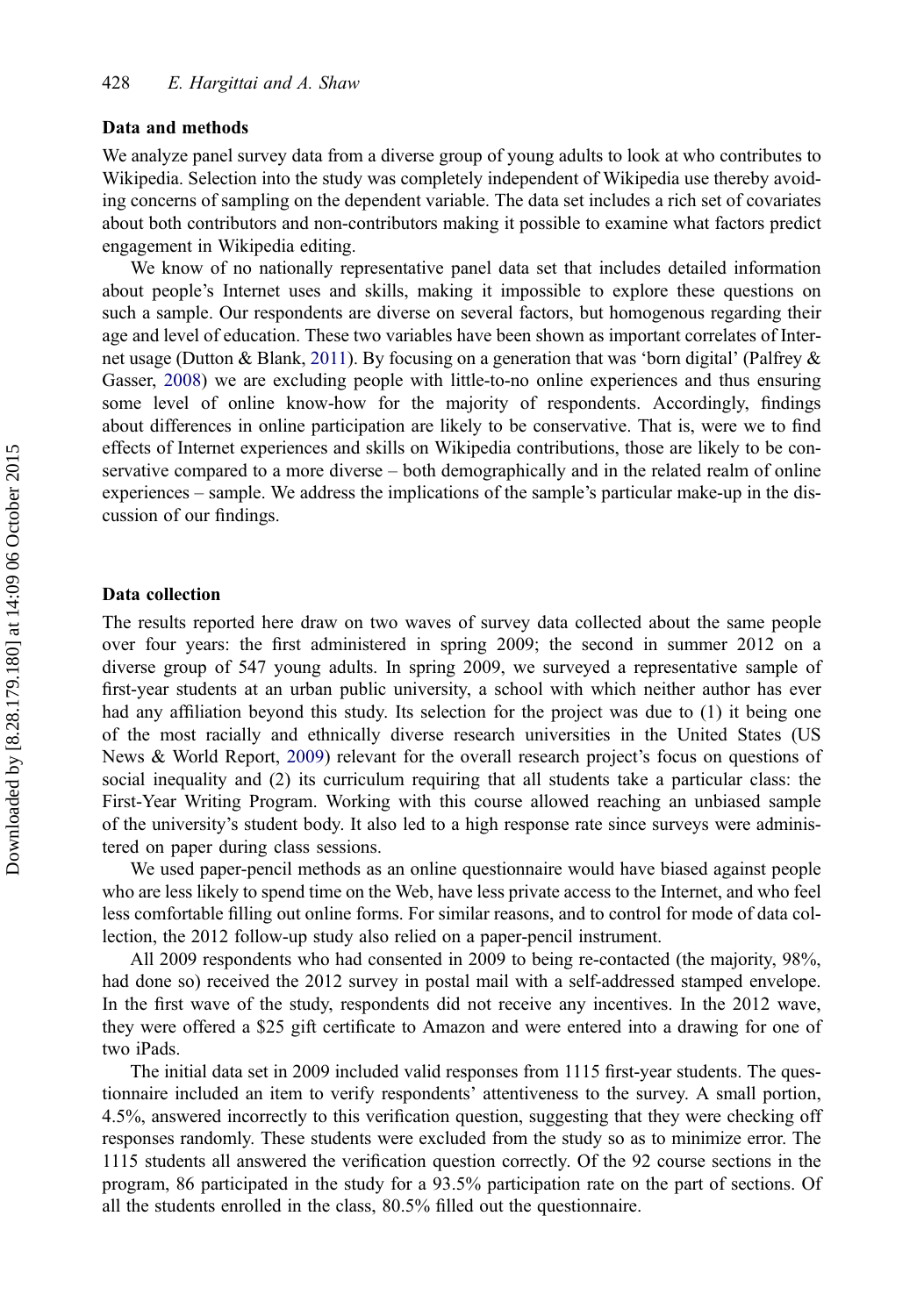### Data and methods

We analyze panel survey data from a diverse group of young adults to look at who contributes to Wikipedia. Selection into the study was completely independent of Wikipedia use thereby avoiding concerns of sampling on the dependent variable. The data set includes a rich set of covariates about both contributors and non-contributors making it possible to examine what factors predict engagement in Wikipedia editing.

We know of no nationally representative panel data set that includes detailed information about people's Internet uses and skills, making it impossible to explore these questions on such a sample. Our respondents are diverse on several factors, but homogenous regarding their age and level of education. These two variables have been shown as important correlates of Internet usage (Dutton & Blank, 2011). By focusing on a generation that was 'born digital' (Palfrey & Gasser, 2008) we are excluding people with little-to-no online experiences and thus ensuring some level of online know-how for the majority of respondents. Accordingly, findings about differences in online participation are likely to be conservative. That is, were we to find effects of Internet experiences and skills on Wikipedia contributions, those are likely to be conservative compared to a more diverse – both demographically and in the related realm of online experiences – sample. We address the implications of the sample's particular make-up in the discussion of our findings.

### Data collection

The results reported here draw on two waves of survey data collected about the same people over four years: the first administered in spring 2009; the second in summer 2012 on a diverse group of 547 young adults. In spring 2009, we surveyed a representative sample of first-year students at an urban public university, a school with which neither author has ever had any affiliation beyond this study. Its selection for the project was due to (1) it being one of the most racially and ethnically diverse research universities in the United States (US News & World Report, 2009) relevant for the overall research project's focus on questions of social inequality and (2) its curriculum requiring that all students take a particular class: the First-Year Writing Program. Working with this course allowed reaching an unbiased sample of the university's student body. It also led to a high response rate since surveys were administered on paper during class sessions.

We used paper-pencil methods as an online questionnaire would have biased against people who are less likely to spend time on the Web, have less private access to the Internet, and who feel less comfortable filling out online forms. For similar reasons, and to control for mode of data collection, the 2012 follow-up study also relied on a paper-pencil instrument.

All 2009 respondents who had consented in 2009 to being re-contacted (the majority, 98%, had done so) received the 2012 survey in postal mail with a self-addressed stamped envelope. In the first wave of the study, respondents did not receive any incentives. In the 2012 wave, they were offered a $25 gift certificate to Amazon and were entered into a drawing for one of two iPads.

The initial data set in 2009 included valid responses from 1115 first-year students. The questionnaire included an item to verify respondents' attentiveness to the survey. A small portion, 4.5%, answered incorrectly to this verification question, suggesting that they were checking off responses randomly. These students were excluded from the study so as to minimize error. The 1115 students all answered the verification question correctly. Of the 92 course sections in the program, 86 participated in the study for a 93.5% participation rate on the part of sections. Of all the students enrolled in the class, 80.5% filled out the questionnaire.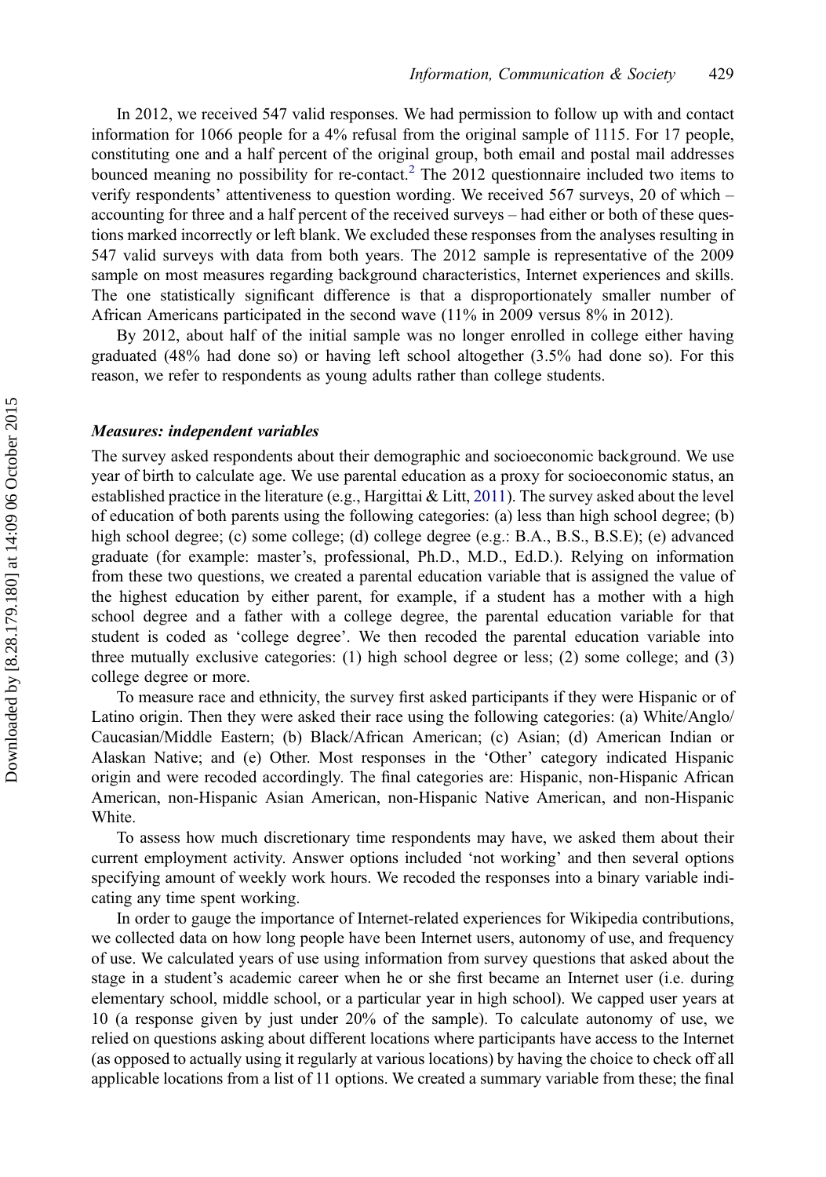In 2012, we received 547 valid responses. We had permission to follow up with and contact information for 1066 people for a 4% refusal from the original sample of 1115. For 17 people, constituting one and a half percent of the original group, both email and postal mail addresses bounced meaning no possibility for re-contact.[2] The 2012 questionnaire included two items to verify respondents' attentiveness to question wording. We received 567 surveys, 20 of which – accounting for three and a half percent of the received surveys – had either or both of these questions marked incorrectly or left blank. We excluded these responses from the analyses resulting in 547 valid surveys with data from both years. The 2012 sample is representative of the 2009 sample on most measures regarding background characteristics, Internet experiences and skills. The one statistically significant difference is that a disproportionately smaller number of African Americans participated in the second wave (11% in 2009 versus 8% in 2012).

By 2012, about half of the initial sample was no longer enrolled in college either having graduated (48% had done so) or having left school altogether (3.5% had done so). For this reason, we refer to respondents as young adults rather than college students.

### *Measures: independent variables*

The survey asked respondents about their demographic and socioeconomic background. We use year of birth to calculate age. We use parental education as a proxy for socioeconomic status, an established practice in the literature (e.g., Hargittai & Litt, 2011). The survey asked about the level of education of both parents using the following categories: (a) less than high school degree; (b) high school degree; (c) some college; (d) college degree (e.g.: B.A., B.S., B.S.E); (e) advanced graduate (for example: master's, professional, Ph.D., M.D., Ed.D.). Relying on information from these two questions, we created a parental education variable that is assigned the value of the highest education by either parent, for example, if a student has a mother with a high school degree and a father with a college degree, the parental education variable for that student is coded as 'college degree'. We then recoded the parental education variable into three mutually exclusive categories: (1) high school degree or less; (2) some college; and (3) college degree or more.

To measure race and ethnicity, the survey first asked participants if they were Hispanic or of Latino origin. Then they were asked their race using the following categories: (a) White/Anglo/Caucasian/Middle Eastern; (b) Black/African American; (c) Asian; (d) American Indian or Alaskan Native; and (e) Other. Most responses in the 'Other' category indicated Hispanic origin and were recoded accordingly. The final categories are: Hispanic, non-Hispanic African American, non-Hispanic Asian American, non-Hispanic Native American, and non-Hispanic White.

To assess how much discretionary time respondents may have, we asked them about their current employment activity. Answer options included 'not working' and then several options specifying amount of weekly work hours. We recoded the responses into a binary variable indicating any time spent working.

In order to gauge the importance of Internet-related experiences for Wikipedia contributions, we collected data on how long people have been Internet users, autonomy of use, and frequency of use. We calculated years of use using information from survey questions that asked about the stage in a student's academic career when he or she first became an Internet user (i.e. during elementary school, middle school, or a particular year in high school). We capped user years at 10 (a response given by just under 20% of the sample). To calculate autonomy of use, we relied on questions asking about different locations where participants have access to the Internet (as opposed to actually using it regularly at various locations) by having the choice to check off all applicable locations from a list of 11 options. We created a summary variable from these; the final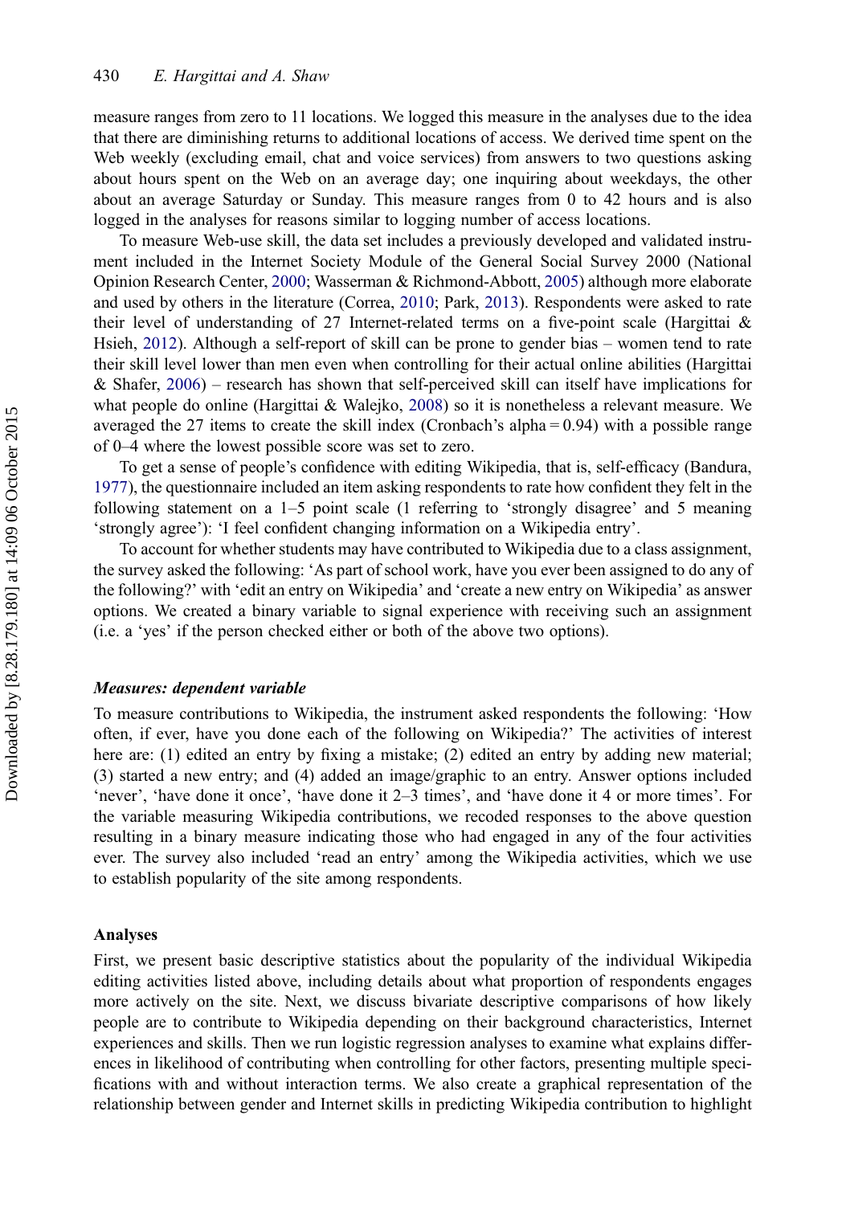measure ranges from zero to 11 locations. We logged this measure in the analyses due to the idea that there are diminishing returns to additional locations of access. We derived time spent on the Web weekly (excluding email, chat and voice services) from answers to two questions asking about hours spent on the Web on an average day; one inquiring about weekdays, the other about an average Saturday or Sunday. This measure ranges from 0 to 42 hours and is also logged in the analyses for reasons similar to logging number of access locations.

To measure Web-use skill, the data set includes a previously developed and validated instrument included in the Internet Society Module of the General Social Survey 2000 (National Opinion Research Center, 2000; Wasserman & Richmond-Abbott, 2005) although more elaborate and used by others in the literature (Correa, 2010; Park, 2013). Respondents were asked to rate their level of understanding of 27 Internet-related terms on a five-point scale (Hargittai & Hsieh, 2012). Although a self-report of skill can be prone to gender bias – women tend to rate their skill level lower than men even when controlling for their actual online abilities (Hargittai & Shafer, 2006) – research has shown that self-perceived skill can itself have implications for what people do online (Hargittai & Walejko, 2008) so it is nonetheless a relevant measure. We averaged the 27 items to create the skill index (Cronbach's alpha = 0.94) with a possible range of 0–4 where the lowest possible score was set to zero.

To get a sense of people's confidence with editing Wikipedia, that is, self-efficacy (Bandura, 1977), the questionnaire included an item asking respondents to rate how confident they felt in the following statement on a 1–5 point scale (1 referring to 'strongly disagree' and 5 meaning 'strongly agree'): 'I feel confident changing information on a Wikipedia entry'.

To account for whether students may have contributed to Wikipedia due to a class assignment, the survey asked the following: 'As part of school work, have you ever been assigned to do any of the following?' with 'edit an entry on Wikipedia' and 'create a new entry on Wikipedia' as answer options. We created a binary variable to signal experience with receiving such an assignment (i.e. a 'yes' if the person checked either or both of the above two options).

### *Measures: dependent variable*

To measure contributions to Wikipedia, the instrument asked respondents the following: 'How often, if ever, have you done each of the following on Wikipedia?' The activities of interest here are: (1) edited an entry by fixing a mistake; (2) edited an entry by adding new material; (3) started a new entry; and (4) added an image/graphic to an entry. Answer options included 'never', 'have done it once', 'have done it 2–3 times', and 'have done it 4 or more times'. For the variable measuring Wikipedia contributions, we recoded responses to the above question resulting in a binary measure indicating those who had engaged in any of the four activities ever. The survey also included 'read an entry' among the Wikipedia activities, which we use to establish popularity of the site among respondents.

### Analyses

First, we present basic descriptive statistics about the popularity of the individual Wikipedia editing activities listed above, including details about what proportion of respondents engages more actively on the site. Next, we discuss bivariate descriptive comparisons of how likely people are to contribute to Wikipedia depending on their background characteristics, Internet experiences and skills. Then we run logistic regression analyses to examine what explains differences in likelihood of contributing when controlling for other factors, presenting multiple specifications with and without interaction terms. We also create a graphical representation of the relationship between gender and Internet skills in predicting Wikipedia contribution to highlight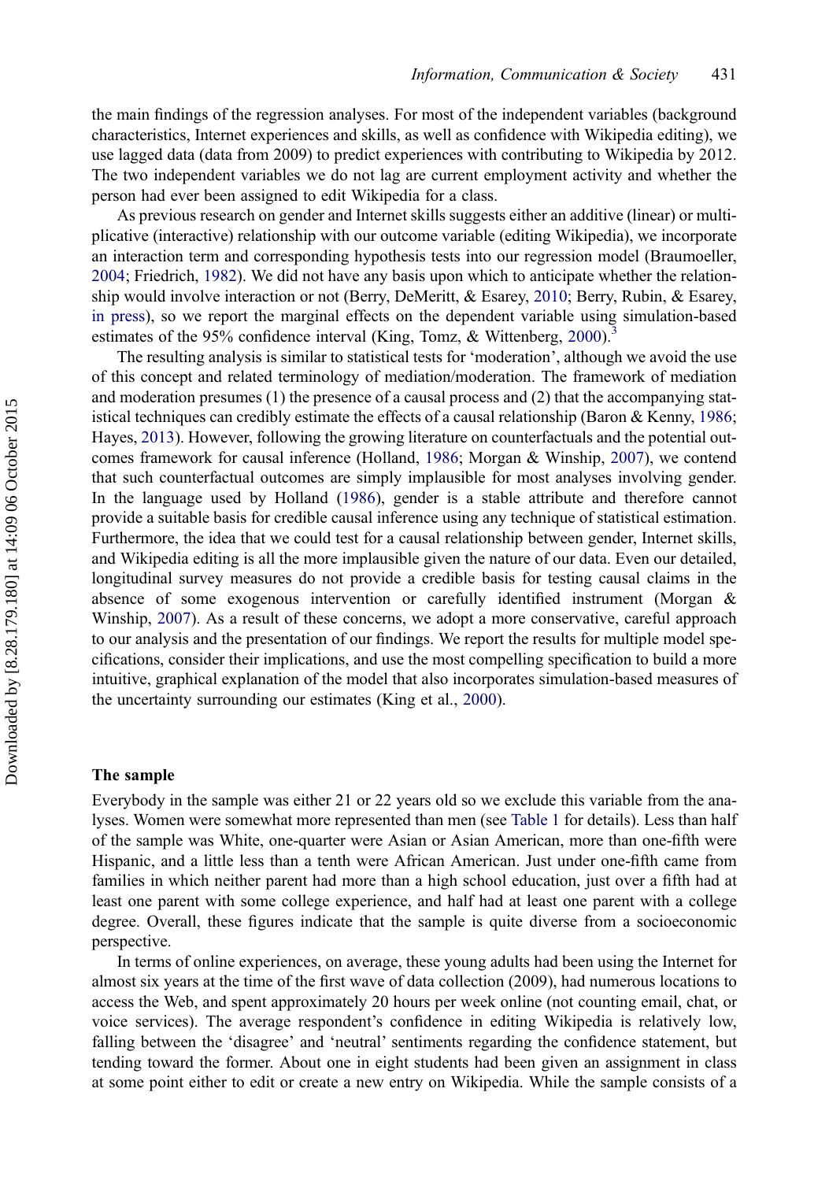the main findings of the regression analyses. For most of the independent variables (background characteristics, Internet experiences and skills, as well as confidence with Wikipedia editing), we use lagged data (data from 2009) to predict experiences with contributing to Wikipedia by 2012. The two independent variables we do not lag are current employment activity and whether the person had ever been assigned to edit Wikipedia for a class.

As previous research on gender and Internet skills suggests either an additive (linear) or multiplicative (interactive) relationship with our outcome variable (editing Wikipedia), we incorporate an interaction term and corresponding hypothesis tests into our regression model (Braumoeller, 2004; Friedrich, 1982). We did not have any basis upon which to anticipate whether the relationship would involve interaction or not (Berry, DeMeritt, & Esarey, 2010; Berry, Rubin, & Esarey, in press), so we report the marginal effects on the dependent variable using simulation-based estimates of the 95% confidence interval (King, Tomz, & Wittenberg, 2000).[3]

The resulting analysis is similar to statistical tests for 'moderation', although we avoid the use of this concept and related terminology of mediation/moderation. The framework of mediation and moderation presumes (1) the presence of a causal process and (2) that the accompanying statistical techniques can credibly estimate the effects of a causal relationship (Baron & Kenny, 1986; Hayes, 2013). However, following the growing literature on counterfactuals and the potential outcomes framework for causal inference (Holland, 1986; Morgan & Winship, 2007), we contend that such counterfactual outcomes are simply implausible for most analyses involving gender. In the language used by Holland (1986), gender is a stable attribute and therefore cannot provide a suitable basis for credible causal inference using any technique of statistical estimation. Furthermore, the idea that we could test for a causal relationship between gender, Internet skills, and Wikipedia editing is all the more implausible given the nature of our data. Even our detailed, longitudinal survey measures do not provide a credible basis for testing causal claims in the absence of some exogenous intervention or carefully identified instrument (Morgan & Winship, 2007). As a result of these concerns, we adopt a more conservative, careful approach to our analysis and the presentation of our findings. We report the results for multiple model specifications, consider their implications, and use the most compelling specification to build a more intuitive, graphical explanation of the model that also incorporates simulation-based measures of the uncertainty surrounding our estimates (King et al., 2000).

## The sample

Everybody in the sample was either 21 or 22 years old so we exclude this variable from the analyses. Women were somewhat more represented than men (see Table 1 for details). Less than half of the sample was White, one-quarter were Asian or Asian American, more than one-fifth were Hispanic, and a little less than a tenth were African American. Just under one-fifth came from families in which neither parent had more than a high school education, just over a fifth had at least one parent with some college experience, and half had at least one parent with a college degree. Overall, these figures indicate that the sample is quite diverse from a socioeconomic perspective.

In terms of online experiences, on average, these young adults had been using the Internet for almost six years at the time of the first wave of data collection (2009), had numerous locations to access the Web, and spent approximately 20 hours per week online (not counting email, chat, or voice services). The average respondent's confidence in editing Wikipedia is relatively low, falling between the 'disagree' and 'neutral' sentiments regarding the confidence statement, but tending toward the former. About one in eight students had been given an assignment in class at some point either to edit or create a new entry on Wikipedia. While the sample consists of a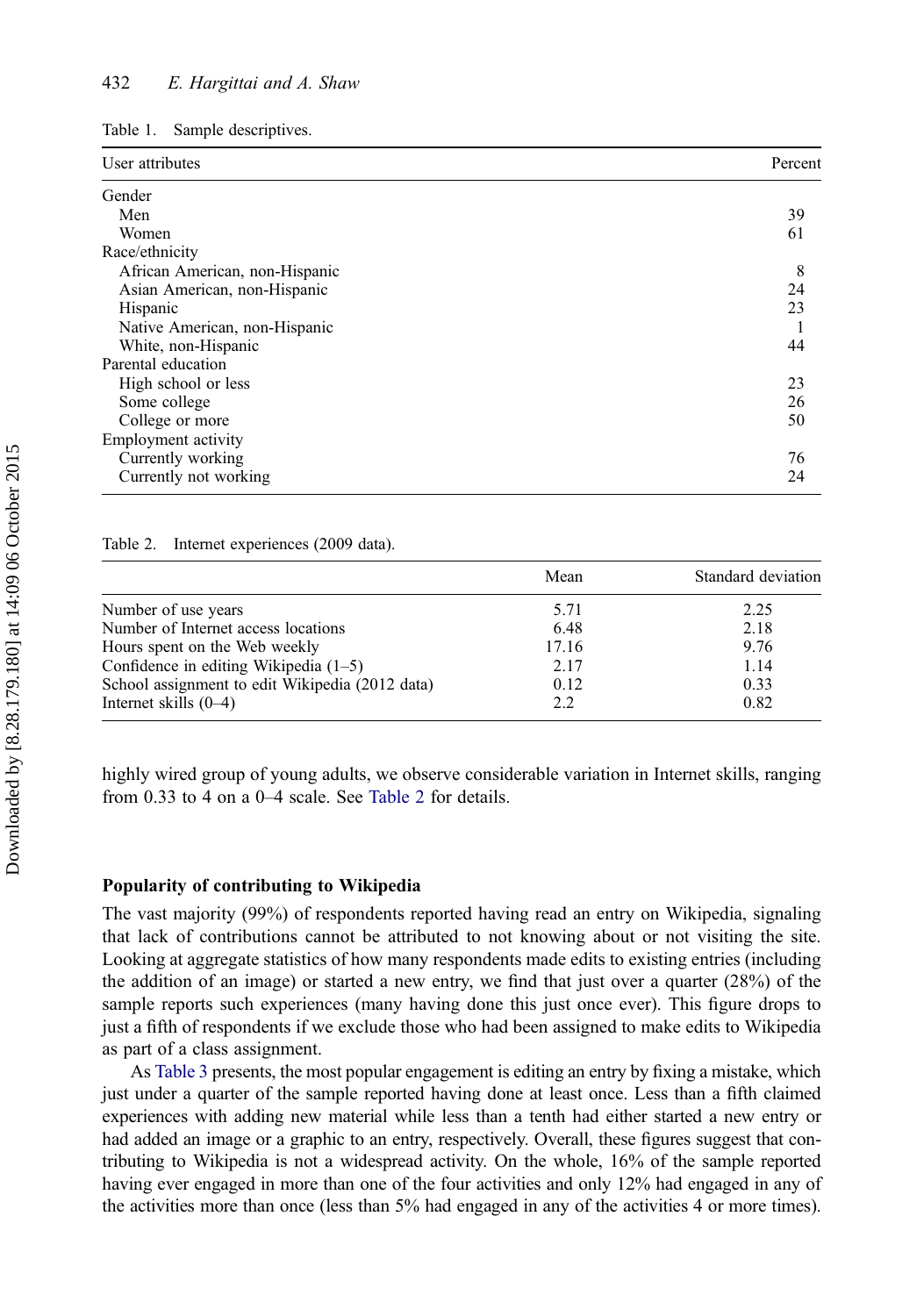Table 1. Sample descriptives.

| User attributes | Percent |
|---|---|
| Gender | |
| Men | 39 |
| Women | 61 |
| Race/ethnicity | |
| African American, non-Hispanic | 8 |
| Asian American, non-Hispanic | 24 |
| Hispanic | 23 |
| Native American, non-Hispanic | 1 |
| White, non-Hispanic | 44 |
| Parental education | |
| High school or less | 23 |
| Some college | 26 |
| College or more | 50 |
| Employment activity | |
| Currently working | 76 |
| Currently not working | 24 |

Table 2. Internet experiences (2009 data).

| | Mean | Standard deviation |
|---|---|---|
| Number of use years | 5.71 | 2.25 |
| Number of Internet access locations | 6.48 | 2.18 |
| Hours spent on the Web weekly | 17.16 | 9.76 |
| Confidence in editing Wikipedia (1–5) | 2.17 | 1.14 |
| School assignment to edit Wikipedia (2012 data) | 0.12 | 0.33 |
| Internet skills (0–4) | 2.2 | 0.82 |

highly wired group of young adults, we observe considerable variation in Internet skills, ranging from 0.33 to 4 on a 0–4 scale. See Table 2 for details.

### Popularity of contributing to Wikipedia

The vast majority (99%) of respondents reported having read an entry on Wikipedia, signaling that lack of contributions cannot be attributed to not knowing about or not visiting the site. Looking at aggregate statistics of how many respondents made edits to existing entries (including the addition of an image) or started a new entry, we find that just over a quarter (28%) of the sample reports such experiences (many having done this just once ever). This figure drops to just a fifth of respondents if we exclude those who had been assigned to make edits to Wikipedia as part of a class assignment.

As Table 3 presents, the most popular engagement is editing an entry by fixing a mistake, which just under a quarter of the sample reported having done at least once. Less than a fifth claimed experiences with adding new material while less than a tenth had either started a new entry or had added an image or a graphic to an entry, respectively. Overall, these figures suggest that contributing to Wikipedia is not a widespread activity. On the whole, 16% of the sample reported having ever engaged in more than one of the four activities and only 12% had engaged in any of the activities more than once (less than 5% had engaged in any of the activities 4 or more times).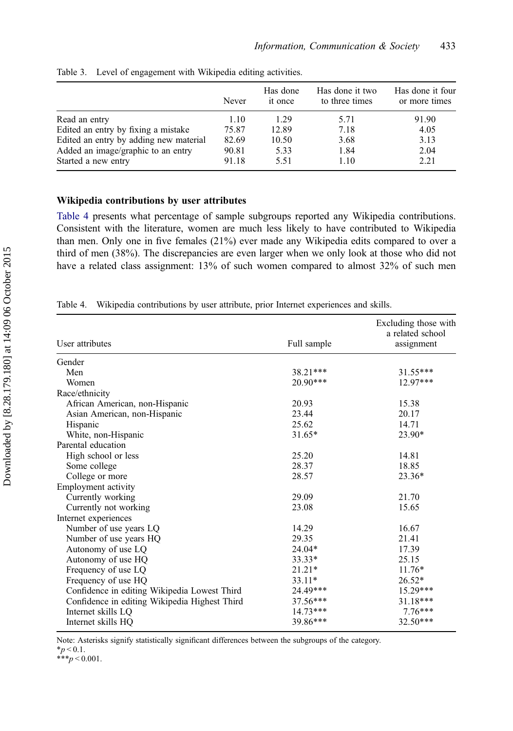Table 3. Level of engagement with Wikipedia editing activities.

| | Never | Has done it once | Has done it two to three times | Has done it four or more times |
|---|---|---|---|---|
| Read an entry | 1.10 | 1.29 | 5.71 | 91.90 |
| Edited an entry by fixing a mistake | 75.87 | 12.89 | 7.18 | 4.05 |
| Edited an entry by adding new material | 82.69 | 10.50 | 3.68 | 3.13 |
| Added an image/graphic to an entry | 90.81 | 5.33 | 1.84 | 2.04 |
| Started a new entry | 91.18 | 5.51 | 1.10 | 2.21 |

### Wikipedia contributions by user attributes

Table 4 presents what percentage of sample subgroups reported any Wikipedia contributions. Consistent with the literature, women are much less likely to have contributed to Wikipedia than men. Only one in five females (21%) ever made any Wikipedia edits compared to over a third of men (38%). The discrepancies are even larger when we only look at those who did not have a related class assignment: 13% of such women compared to almost 32% of such men

Table 4. Wikipedia contributions by user attribute, prior Internet experiences and skills.

| User attributes | Full sample | Excluding those with a related school assignment |
|---|---|---|
| Gender | | |
| Men | 38.21*** | 31.55*** |
| Women | 20.90*** | 12.97*** |
| Race/ethnicity | | |
| African American, non-Hispanic | 20.93 | 15.38 |
| Asian American, non-Hispanic | 23.44 | 20.17 |
| Hispanic | 25.62 | 14.71 |
| White, non-Hispanic | 31.65* | 23.90* |
| Parental education | | |
| High school or less | 25.20 | 14.81 |
| Some college | 28.37 | 18.85 |
| College or more | 28.57 | 23.36* |
| Employment activity | | |
| Currently working | 29.09 | 21.70 |
| Currently not working | 23.08 | 15.65 |
| Internet experiences | | |
| Number of use years LQ | 14.29 | 16.67 |
| Number of use years HQ | 29.35 | 21.41 |
| Autonomy of use LQ | 24.04* | 17.39 |
| Autonomy of use HQ | 33.33* | 25.15 |
| Frequency of use LQ | 21.21* | 11.76* |
| Frequency of use HQ | 33.11* | 26.52* |
| Confidence in editing Wikipedia Lowest Third | 24.49*** | 15.29*** |
| Confidence in editing Wikipedia Highest Third | 37.56*** | 31.18*** |
| Internet skills LQ | 14.73*** | 7.76*** |
| Internet skills HQ | 39.86*** | 32.50*** |

Note: Asterisks signify statistically significant differences between the subgroups of the category.
*$p < 0.1$.
***$p < 0.001$.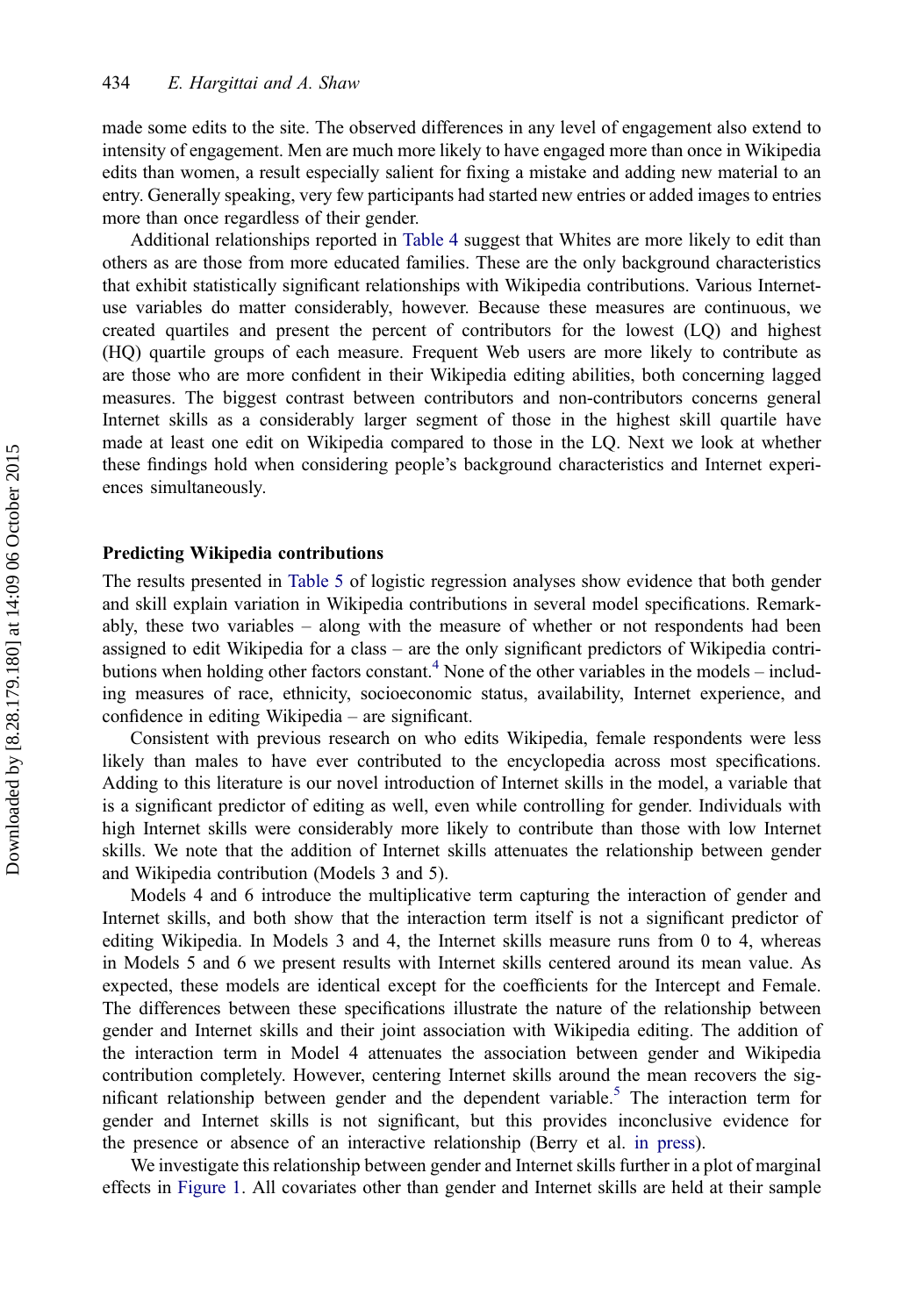made some edits to the site. The observed differences in any level of engagement also extend to intensity of engagement. Men are much more likely to have engaged more than once in Wikipedia edits than women, a result especially salient for fixing a mistake and adding new material to an entry. Generally speaking, very few participants had started new entries or added images to entries more than once regardless of their gender.

Additional relationships reported in Table 4 suggest that Whites are more likely to edit than others as are those from more educated families. These are the only background characteristics that exhibit statistically significant relationships with Wikipedia contributions. Various Internet-use variables do matter considerably, however. Because these measures are continuous, we created quartiles and present the percent of contributors for the lowest (LQ) and highest (HQ) quartile groups of each measure. Frequent Web users are more likely to contribute as are those who are more confident in their Wikipedia editing abilities, both concerning lagged measures. The biggest contrast between contributors and non-contributors concerns general Internet skills as a considerably larger segment of those in the highest skill quartile have made at least one edit on Wikipedia compared to those in the LQ. Next we look at whether these findings hold when considering people's background characteristics and Internet experiences simultaneously.

## Predicting Wikipedia contributions

The results presented in Table 5 of logistic regression analyses show evidence that both gender and skill explain variation in Wikipedia contributions in several model specifications. Remarkably, these two variables – along with the measure of whether or not respondents had been assigned to edit Wikipedia for a class – are the only significant predictors of Wikipedia contributions when holding other factors constant.[4] None of the other variables in the models – including measures of race, ethnicity, socioeconomic status, availability, Internet experience, and confidence in editing Wikipedia – are significant.

Consistent with previous research on who edits Wikipedia, female respondents were less likely than males to have ever contributed to the encyclopedia across most specifications. Adding to this literature is our novel introduction of Internet skills in the model, a variable that is a significant predictor of editing as well, even while controlling for gender. Individuals with high Internet skills were considerably more likely to contribute than those with low Internet skills. We note that the addition of Internet skills attenuates the relationship between gender and Wikipedia contribution (Models 3 and 5).

Models 4 and 6 introduce the multiplicative term capturing the interaction of gender and Internet skills, and both show that the interaction term itself is not a significant predictor of editing Wikipedia. In Models 3 and 4, the Internet skills measure runs from 0 to 4, whereas in Models 5 and 6 we present results with Internet skills centered around its mean value. As expected, these models are identical except for the coefficients for the Intercept and Female. The differences between these specifications illustrate the nature of the relationship between gender and Internet skills and their joint association with Wikipedia editing. The addition of the interaction term in Model 4 attenuates the association between gender and Wikipedia contribution completely. However, centering Internet skills around the mean recovers the significant relationship between gender and the dependent variable.[5] The interaction term for gender and Internet skills is not significant, but this provides inconclusive evidence for the presence or absence of an interactive relationship (Berry et al. in press).

We investigate this relationship between gender and Internet skills further in a plot of marginal effects in Figure 1. All covariates other than gender and Internet skills are held at their sample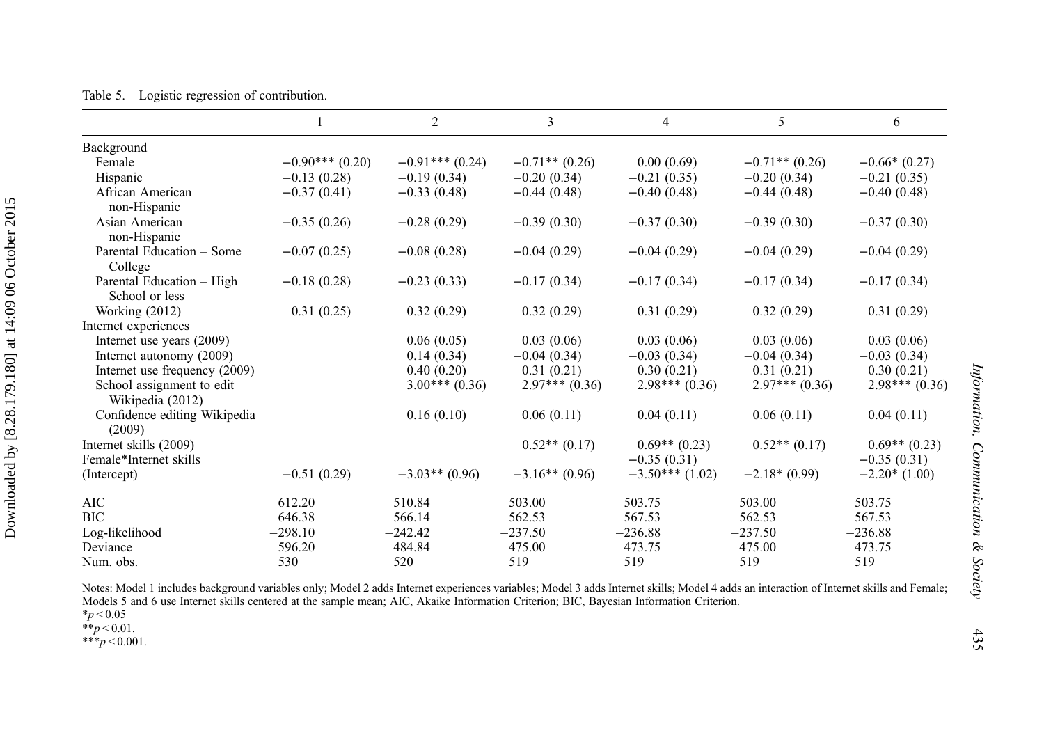Table 5. Logistic regression of contribution.

| | 1 | 2 | 3 | 4 | 5 | 6 |
|---|---|---|---|---|---|---|
| Background | | | | | | |
| Female | −0.90*** (0.20) | −0.91*** (0.24) | −0.71** (0.26) | 0.00 (0.69) | −0.71** (0.26) | −0.66* (0.27) |
| Hispanic | −0.13 (0.28) | −0.19 (0.34) | −0.20 (0.34) | −0.21 (0.35) | −0.20 (0.34) | −0.21 (0.35) |
| African American non-Hispanic | −0.37 (0.41) | −0.33 (0.48) | −0.44 (0.48) | −0.40 (0.48) | −0.44 (0.48) | −0.40 (0.48) |
| Asian American non-Hispanic | −0.35 (0.26) | −0.28 (0.29) | −0.39 (0.30) | −0.37 (0.30) | −0.39 (0.30) | −0.37 (0.30) |
| Parental Education – Some College | −0.07 (0.25) | −0.08 (0.28) | −0.04 (0.29) | −0.04 (0.29) | −0.04 (0.29) | −0.04 (0.29) |
| Parental Education – High School or less | −0.18 (0.28) | −0.23 (0.33) | −0.17 (0.34) | −0.17 (0.34) | −0.17 (0.34) | −0.17 (0.34) |
| Working (2012) | 0.31 (0.25) | 0.32 (0.29) | 0.32 (0.29) | 0.31 (0.29) | 0.32 (0.29) | 0.31 (0.29) |
| Internet experiences | | | | | | |
| Internet use years (2009) | | 0.06 (0.05) | 0.03 (0.06) | 0.03 (0.06) | 0.03 (0.06) | 0.03 (0.06) |
| Internet autonomy (2009) | | 0.14 (0.34) | −0.04 (0.34) | −0.03 (0.34) | −0.04 (0.34) | −0.03 (0.34) |
| Internet use frequency (2009) | | 0.40 (0.20) | 0.31 (0.21) | 0.30 (0.21) | 0.31 (0.21) | 0.30 (0.21) |
| School assignment to edit Wikipedia (2012) | | 3.00*** (0.36) | 2.97*** (0.36) | 2.98*** (0.36) | 2.97*** (0.36) | 2.98*** (0.36) |
| Confidence editing Wikipedia (2009) | | 0.16 (0.10) | 0.06 (0.11) | 0.04 (0.11) | 0.06 (0.11) | 0.04 (0.11) |
| Internet skills (2009) | | | 0.52** (0.17) | 0.69** (0.23) | 0.52** (0.17) | 0.69** (0.23) |
| Female*Internet skills | | | | −0.35 (0.31) | | −0.35 (0.31) |
| (Intercept) | −0.51 (0.29) | −3.03** (0.96) | −3.16** (0.96) | −3.50*** (1.02) | −2.18* (0.99) | −2.20* (1.00) |
| AIC | 612.20 | 510.84 | 503.00 | 503.75 | 503.00 | 503.75 |
| BIC | 646.38 | 566.14 | 562.53 | 567.53 | 562.53 | 567.53 |
| Log-likelihood | −298.10 | −242.42 | −237.50 | −236.88 | −237.50 | −236.88 |
| Deviance | 596.20 | 484.84 | 475.00 | 473.75 | 475.00 | 473.75 |
| Num. obs. | 530 | 520 | 519 | 519 | 519 | 519 |

Notes: Model 1 includes background variables only; Model 2 adds Internet experiences variables; Model 3 adds Internet skills; Model 4 adds an interaction of Internet skills and Female; Models 5 and 6 use Internet skills centered at the sample mean; AIC, Akaike Information Criterion; BIC, Bayesian Information Criterion.
*$p < 0.05$
**$p < 0.01$.
***$p < 0.001$.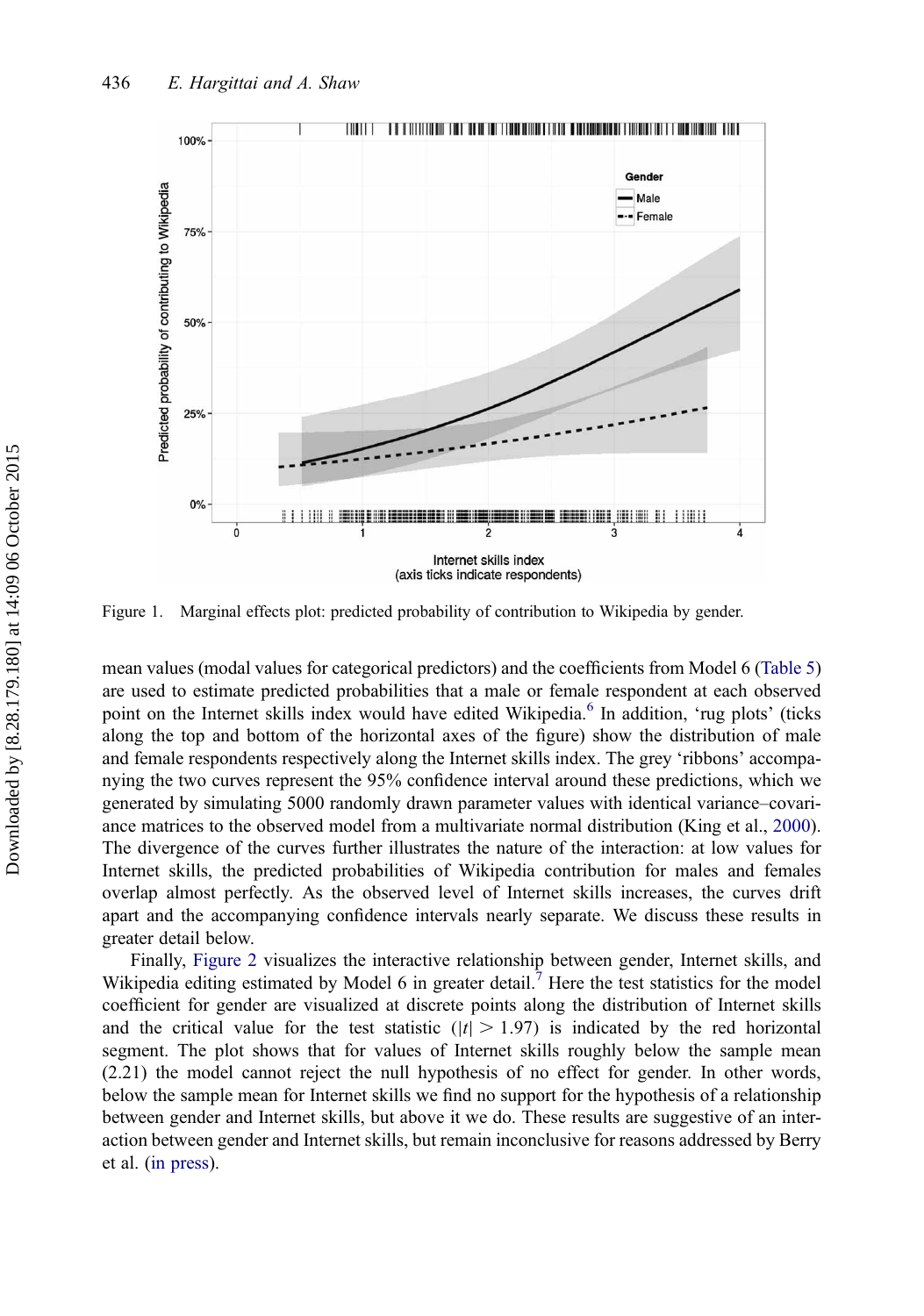Figure 1. Marginal effects plot: predicted probability of contribution to Wikipedia by gender.

mean values (modal values for categorical predictors) and the coefficients from Model 6 (Table 5) are used to estimate predicted probabilities that a male or female respondent at each observed point on the Internet skills index would have edited Wikipedia.[6] In addition, 'rug plots' (ticks along the top and bottom of the horizontal axes of the figure) show the distribution of male and female respondents respectively along the Internet skills index. The grey 'ribbons' accompanying the two curves represent the 95% confidence interval around these predictions, which we generated by simulating 5000 randomly drawn parameter values with identical variance–covariance matrices to the observed model from a multivariate normal distribution (King et al., 2000). The divergence of the curves further illustrates the nature of the interaction: at low values for Internet skills, the predicted probabilities of Wikipedia contribution for males and females overlap almost perfectly. As the observed level of Internet skills increases, the curves drift apart and the accompanying confidence intervals nearly separate. We discuss these results in greater detail below.

Finally, Figure 2 visualizes the interactive relationship between gender, Internet skills, and Wikipedia editing estimated by Model 6 in greater detail.[7] Here the test statistics for the model coefficient for gender are visualized at discrete points along the distribution of Internet skills and the critical value for the test statistic ($|t| > 1.97$) is indicated by the red horizontal segment. The plot shows that for values of Internet skills roughly below the sample mean (2.21) the model cannot reject the null hypothesis of no effect for gender. In other words, below the sample mean for Internet skills we find no support for the hypothesis of a relationship between gender and Internet skills, but above it we do. These results are suggestive of an interaction between gender and Internet skills, but remain inconclusive for reasons addressed by Berry et al. (in press).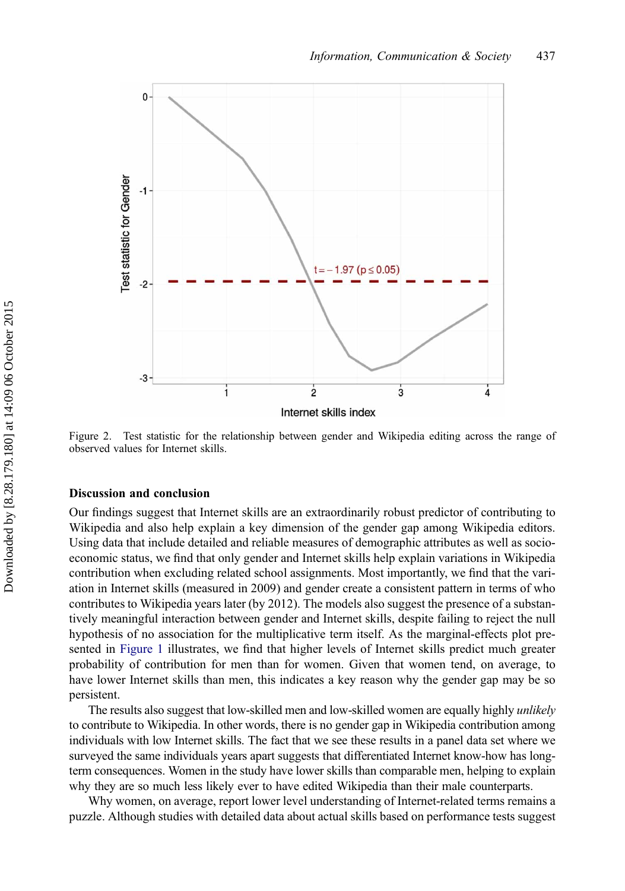Figure 2. Test statistic for the relationship between gender and Wikipedia editing across the range of observed values for Internet skills.

## Discussion and conclusion

Our findings suggest that Internet skills are an extraordinarily robust predictor of contributing to Wikipedia and also help explain a key dimension of the gender gap among Wikipedia editors. Using data that include detailed and reliable measures of demographic attributes as well as socioeconomic status, we find that only gender and Internet skills help explain variations in Wikipedia contribution when excluding related school assignments. Most importantly, we find that the variation in Internet skills (measured in 2009) and gender create a consistent pattern in terms of who contributes to Wikipedia years later (by 2012). The models also suggest the presence of a substantively meaningful interaction between gender and Internet skills, despite failing to reject the null hypothesis of no association for the multiplicative term itself. As the marginal-effects plot presented in Figure 1 illustrates, we find that higher levels of Internet skills predict much greater probability of contribution for men than for women. Given that women tend, on average, to have lower Internet skills than men, this indicates a key reason why the gender gap may be so persistent.

The results also suggest that low-skilled men and low-skilled women are equally highly *unlikely* to contribute to Wikipedia. In other words, there is no gender gap in Wikipedia contribution among individuals with low Internet skills. The fact that we see these results in a panel data set where we surveyed the same individuals years apart suggests that differentiated Internet know-how has long-term consequences. Women in the study have lower skills than comparable men, helping to explain why they are so much less likely ever to have edited Wikipedia than their male counterparts.

Why women, on average, report lower level understanding of Internet-related terms remains a puzzle. Although studies with detailed data about actual skills based on performance tests suggest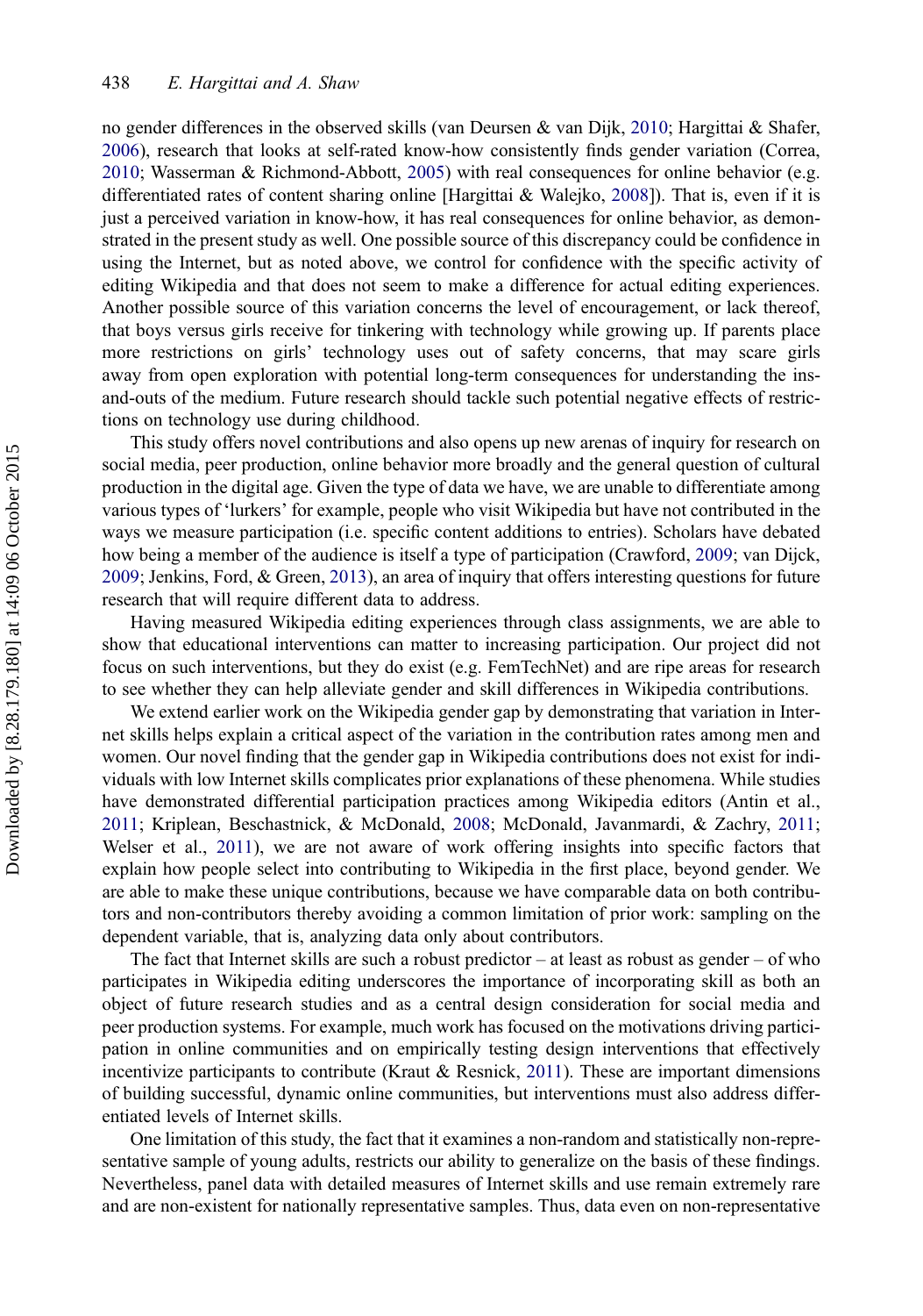no gender differences in the observed skills (van Deursen & van Dijk, 2010; Hargittai & Shafer, 2006), research that looks at self-rated know-how consistently finds gender variation (Correa, 2010; Wasserman & Richmond-Abbott, 2005) with real consequences for online behavior (e.g. differentiated rates of content sharing online [Hargittai & Walejko, 2008]). That is, even if it is just a perceived variation in know-how, it has real consequences for online behavior, as demonstrated in the present study as well. One possible source of this discrepancy could be confidence in using the Internet, but as noted above, we control for confidence with the specific activity of editing Wikipedia and that does not seem to make a difference for actual editing experiences. Another possible source of this variation concerns the level of encouragement, or lack thereof, that boys versus girls receive for tinkering with technology while growing up. If parents place more restrictions on girls' technology uses out of safety concerns, that may scare girls away from open exploration with potential long-term consequences for understanding the ins-and-outs of the medium. Future research should tackle such potential negative effects of restrictions on technology use during childhood.

This study offers novel contributions and also opens up new arenas of inquiry for research on social media, peer production, online behavior more broadly and the general question of cultural production in the digital age. Given the type of data we have, we are unable to differentiate among various types of 'lurkers' for example, people who visit Wikipedia but have not contributed in the ways we measure participation (i.e. specific content additions to entries). Scholars have debated how being a member of the audience is itself a type of participation (Crawford, 2009; van Dijck, 2009; Jenkins, Ford, & Green, 2013), an area of inquiry that offers interesting questions for future research that will require different data to address.

Having measured Wikipedia editing experiences through class assignments, we are able to show that educational interventions can matter to increasing participation. Our project did not focus on such interventions, but they do exist (e.g. FemTechNet) and are ripe areas for research to see whether they can help alleviate gender and skill differences in Wikipedia contributions.

We extend earlier work on the Wikipedia gender gap by demonstrating that variation in Internet skills helps explain a critical aspect of the variation in the contribution rates among men and women. Our novel finding that the gender gap in Wikipedia contributions does not exist for individuals with low Internet skills complicates prior explanations of these phenomena. While studies have demonstrated differential participation practices among Wikipedia editors (Antin et al., 2011; Kriplean, Beschastnick, & McDonald, 2008; McDonald, Javanmardi, & Zachry, 2011; Welser et al., 2011), we are not aware of work offering insights into specific factors that explain how people select into contributing to Wikipedia in the first place, beyond gender. We are able to make these unique contributions, because we have comparable data on both contributors and non-contributors thereby avoiding a common limitation of prior work: sampling on the dependent variable, that is, analyzing data only about contributors.

The fact that Internet skills are such a robust predictor – at least as robust as gender – of who participates in Wikipedia editing underscores the importance of incorporating skill as both an object of future research studies and as a central design consideration for social media and peer production systems. For example, much work has focused on the motivations driving participation in online communities and on empirically testing design interventions that effectively incentivize participants to contribute (Kraut & Resnick, 2011). These are important dimensions of building successful, dynamic online communities, but interventions must also address differentiated levels of Internet skills.

One limitation of this study, the fact that it examines a non-random and statistically non-representative sample of young adults, restricts our ability to generalize on the basis of these findings. Nevertheless, panel data with detailed measures of Internet skills and use remain extremely rare and are non-existent for nationally representative samples. Thus, data even on non-representative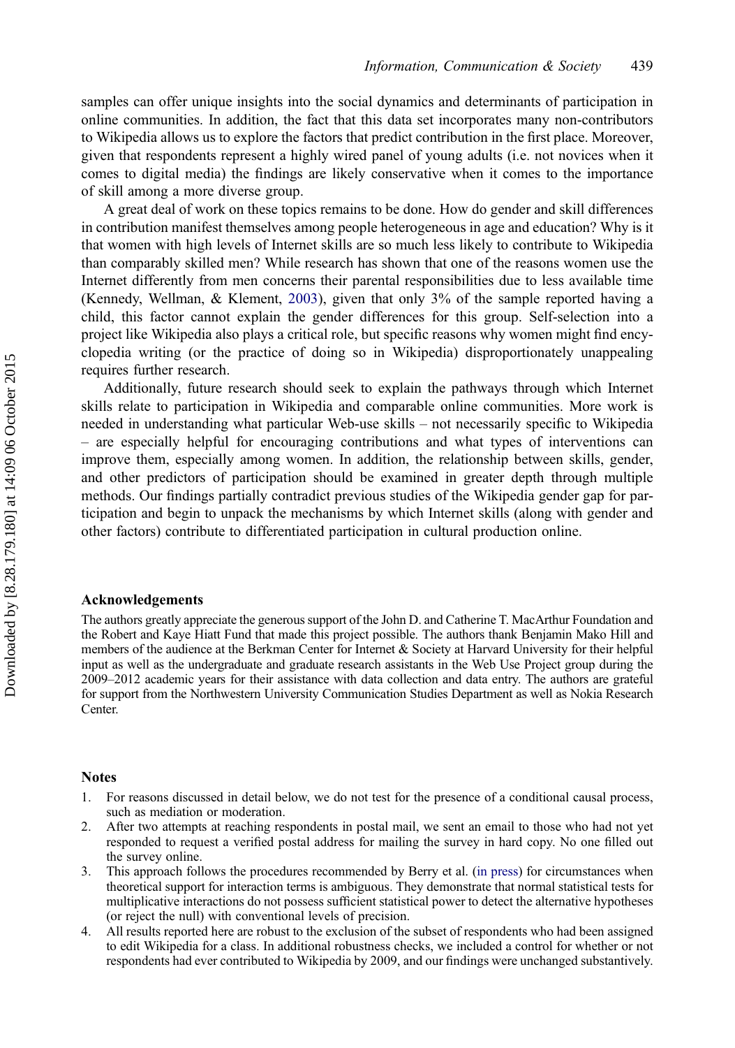samples can offer unique insights into the social dynamics and determinants of participation in online communities. In addition, the fact that this data set incorporates many non-contributors to Wikipedia allows us to explore the factors that predict contribution in the first place. Moreover, given that respondents represent a highly wired panel of young adults (i.e. not novices when it comes to digital media) the findings are likely conservative when it comes to the importance of skill among a more diverse group.

A great deal of work on these topics remains to be done. How do gender and skill differences in contribution manifest themselves among people heterogeneous in age and education? Why is it that women with high levels of Internet skills are so much less likely to contribute to Wikipedia than comparably skilled men? While research has shown that one of the reasons women use the Internet differently from men concerns their parental responsibilities due to less available time (Kennedy, Wellman, & Klement, 2003), given that only 3% of the sample reported having a child, this factor cannot explain the gender differences for this group. Self-selection into a project like Wikipedia also plays a critical role, but specific reasons why women might find encyclopedia writing (or the practice of doing so in Wikipedia) disproportionately unappealing requires further research.

Additionally, future research should seek to explain the pathways through which Internet skills relate to participation in Wikipedia and comparable online communities. More work is needed in understanding what particular Web-use skills – not necessarily specific to Wikipedia – are especially helpful for encouraging contributions and what types of interventions can improve them, especially among women. In addition, the relationship between skills, gender, and other predictors of participation should be examined in greater depth through multiple methods. Our findings partially contradict previous studies of the Wikipedia gender gap for participation and begin to unpack the mechanisms by which Internet skills (along with gender and other factors) contribute to differentiated participation in cultural production online.

## Acknowledgements

The authors greatly appreciate the generous support of the John D. and Catherine T. MacArthur Foundation and the Robert and Kaye Hiatt Fund that made this project possible. The authors thank Benjamin Mako Hill and members of the audience at the Berkman Center for Internet & Society at Harvard University for their helpful input as well as the undergraduate and graduate research assistants in the Web Use Project group during the 2009–2012 academic years for their assistance with data collection and data entry. The authors are grateful for support from the Northwestern University Communication Studies Department as well as Nokia Research Center.

## Notes

1. For reasons discussed in detail below, we do not test for the presence of a conditional causal process, such as mediation or moderation.
2. After two attempts at reaching respondents in postal mail, we sent an email to those who had not yet responded to request a verified postal address for mailing the survey in hard copy. No one filled out the survey online.
3. This approach follows the procedures recommended by Berry et al. (in press) for circumstances when theoretical support for interaction terms is ambiguous. They demonstrate that normal statistical tests for multiplicative interactions do not possess sufficient statistical power to detect the alternative hypotheses (or reject the null) with conventional levels of precision.
4. All results reported here are robust to the exclusion of the subset of respondents who had been assigned to edit Wikipedia for a class. In additional robustness checks, we included a control for whether or not respondents had ever contributed to Wikipedia by 2009, and our findings were unchanged substantively.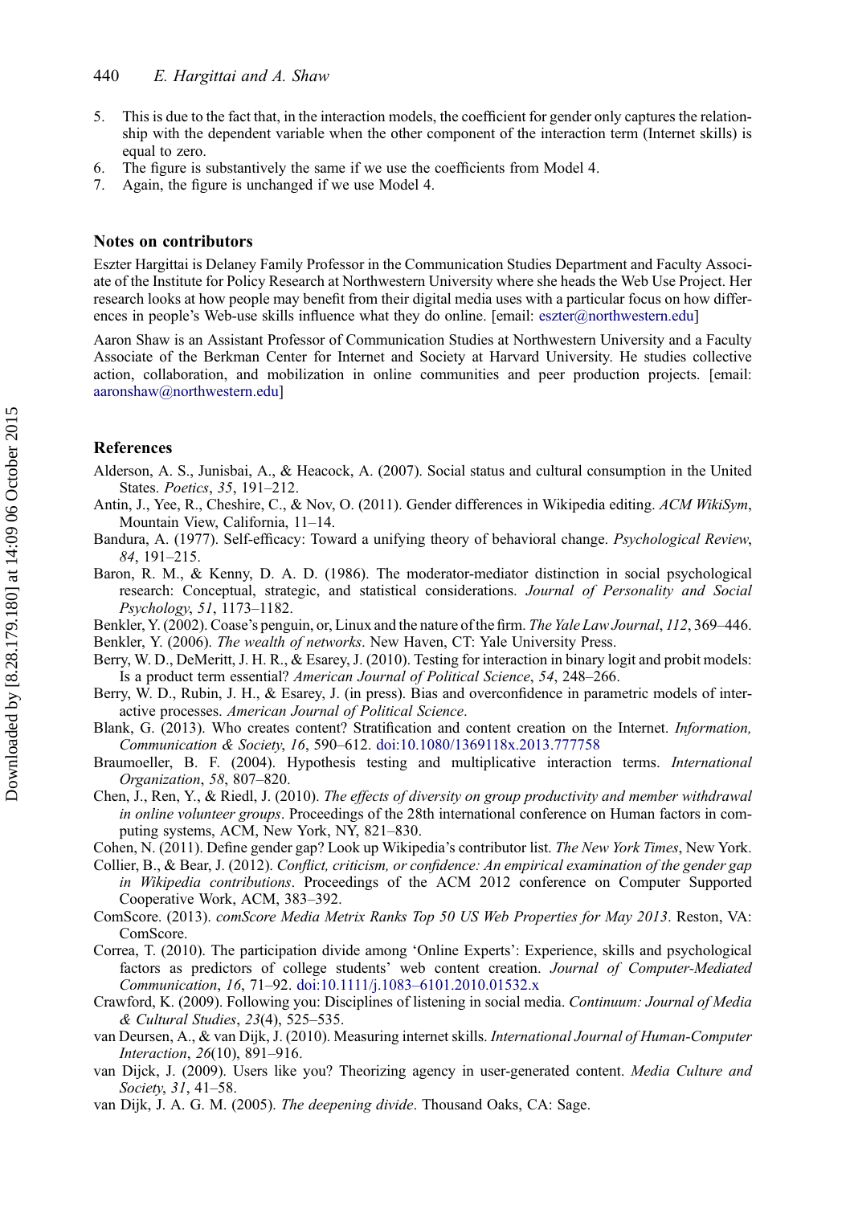5. This is due to the fact that, in the interaction models, the coefficient for gender only captures the relationship with the dependent variable when the other component of the interaction term (Internet skills) is equal to zero.
6. The figure is substantively the same if we use the coefficients from Model 4.
7. Again, the figure is unchanged if we use Model 4.

## Notes on contributors

Eszter Hargittai is Delaney Family Professor in the Communication Studies Department and Faculty Associate of the Institute for Policy Research at Northwestern University where she heads the Web Use Project. Her research looks at how people may benefit from their digital media uses with a particular focus on how differences in people's Web-use skills influence what they do online. [email: eszter@northwestern.edu]

Aaron Shaw is an Assistant Professor of Communication Studies at Northwestern University and a Faculty Associate of the Berkman Center for Internet and Society at Harvard University. He studies collective action, collaboration, and mobilization in online communities and peer production projects. [email: aaronshaw@northwestern.edu]

## References

Alderson, A. S., Junisbai, A., & Heacock, A. (2007). Social status and cultural consumption in the United States. *Poetics*, *35*, 191–212.

Antin, J., Yee, R., Cheshire, C., & Nov, O. (2011). Gender differences in Wikipedia editing. *ACM WikiSym*, Mountain View, California, 11–14.

Bandura, A. (1977). Self-efficacy: Toward a unifying theory of behavioral change. *Psychological Review*, *84*, 191–215.

Baron, R. M., & Kenny, D. A. D. (1986). The moderator-mediator distinction in social psychological research: Conceptual, strategic, and statistical considerations. *Journal of Personality and Social Psychology*, *51*, 1173–1182.

Benkler, Y. (2002). Coase's penguin, or, Linux and the nature of the firm. *The Yale Law Journal*, *112*, 369–446.

Benkler, Y. (2006). *The wealth of networks*. New Haven, CT: Yale University Press.

Berry, W. D., DeMeritt, J. H. R., & Esarey, J. (2010). Testing for interaction in binary logit and probit models: Is a product term essential? *American Journal of Political Science*, *54*, 248–266.

Berry, W. D., Rubin, J. H., & Esarey, J. (in press). Bias and overconfidence in parametric models of interactive processes. *American Journal of Political Science*.

Blank, G. (2013). Who creates content? Stratification and content creation on the Internet. *Information, Communication & Society*, *16*, 590–612. doi:10.1080/1369118x.2013.777758

Braumoeller, B. F. (2004). Hypothesis testing and multiplicative interaction terms. *International Organization*, *58*, 807–820.

Chen, J., Ren, Y., & Riedl, J. (2010). *The effects of diversity on group productivity and member withdrawal in online volunteer groups*. Proceedings of the 28th international conference on Human factors in computing systems, ACM, New York, NY, 821–830.

Cohen, N. (2011). Define gender gap? Look up Wikipedia's contributor list. *The New York Times*, New York.

Collier, B., & Bear, J. (2012). *Conflict, criticism, or confidence: An empirical examination of the gender gap in Wikipedia contributions*. Proceedings of the ACM 2012 conference on Computer Supported Cooperative Work, ACM, 383–392.

ComScore. (2013). *comScore Media Metrix Ranks Top 50 US Web Properties for May 2013*. Reston, VA: ComScore.

Correa, T. (2010). The participation divide among 'Online Experts': Experience, skills and psychological factors as predictors of college students' web content creation. *Journal of Computer-Mediated Communication*, *16*, 71–92. doi:10.1111/j.1083–6101.2010.01532.x

Crawford, K. (2009). Following you: Disciplines of listening in social media. *Continuum: Journal of Media & Cultural Studies*, *23*(4), 525–535.

van Deursen, A., & van Dijk, J. (2010). Measuring internet skills. *International Journal of Human-Computer Interaction*, *26*(10), 891–916.

van Dijck, J. (2009). Users like you? Theorizing agency in user-generated content. *Media Culture and Society*, *31*, 41–58.

van Dijk, J. A. G. M. (2005). *The deepening divide*. Thousand Oaks, CA: Sage.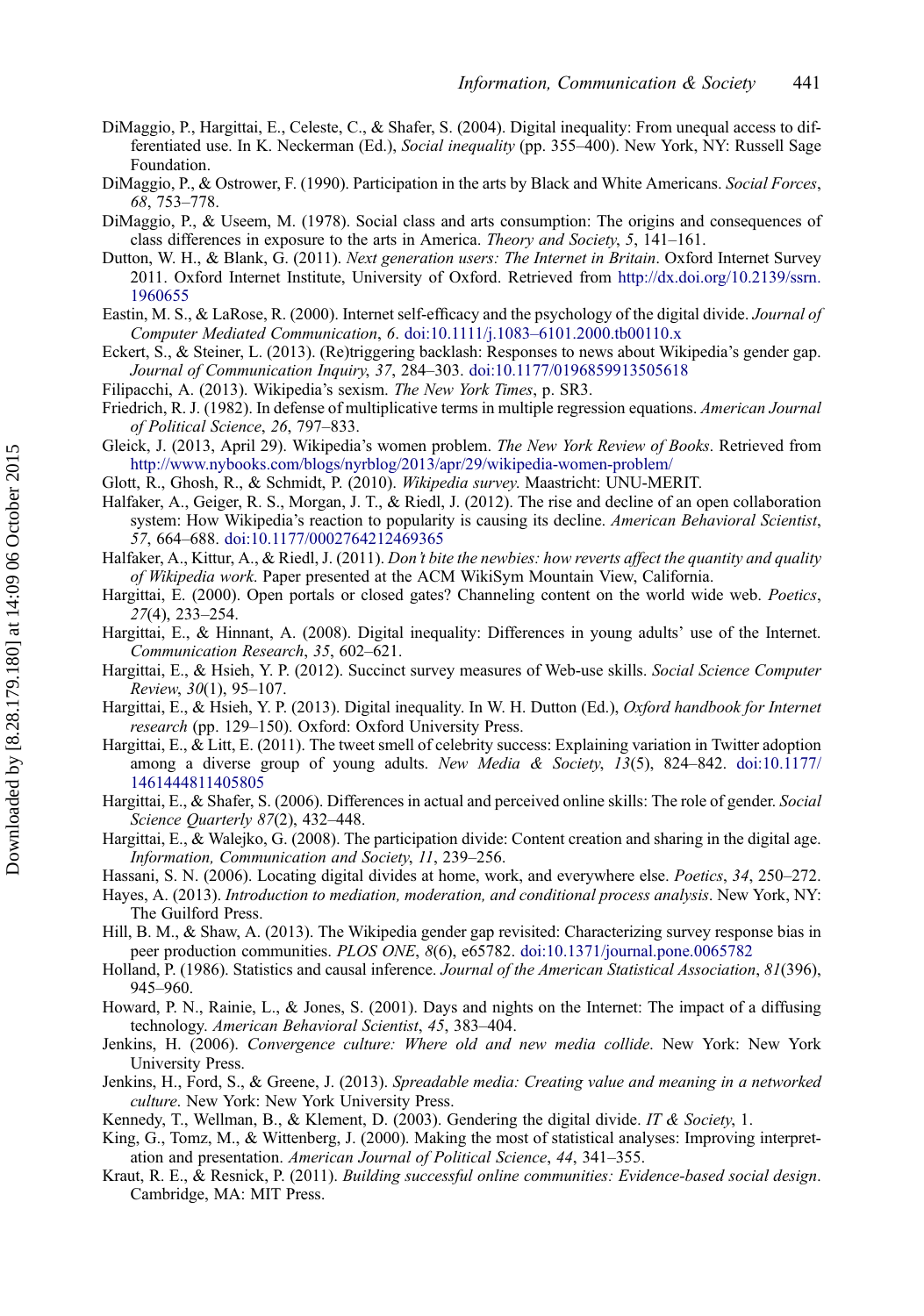DiMaggio, P., Hargittai, E., Celeste, C., & Shafer, S. (2004). Digital inequality: From unequal access to differentiated use. In K. Neckerman (Ed.), *Social inequality* (pp. 355–400). New York, NY: Russell Sage Foundation.

DiMaggio, P., & Ostrower, F. (1990). Participation in the arts by Black and White Americans. *Social Forces*, *68*, 753–778.

DiMaggio, P., & Useem, M. (1978). Social class and arts consumption: The origins and consequences of class differences in exposure to the arts in America. *Theory and Society*, *5*, 141–161.

Dutton, W. H., & Blank, G. (2011). *Next generation users: The Internet in Britain*. Oxford Internet Survey 2011. Oxford Internet Institute, University of Oxford. Retrieved from http://dx.doi.org/10.2139/ssrn.1960655

Eastin, M. S., & LaRose, R. (2000). Internet self-efficacy and the psychology of the digital divide. *Journal of Computer Mediated Communication*, *6*. doi:10.1111/j.1083–6101.2000.tb00110.x

Eckert, S., & Steiner, L. (2013). (Re)triggering backlash: Responses to news about Wikipedia's gender gap. *Journal of Communication Inquiry*, *37*, 284–303. doi:10.1177/0196859913505618

Filipacchi, A. (2013). Wikipedia's sexism. *The New York Times*, p. SR3.

Friedrich, R. J. (1982). In defense of multiplicative terms in multiple regression equations. *American Journal of Political Science*, *26*, 797–833.

Gleick, J. (2013, April 29). Wikipedia's women problem. *The New York Review of Books*. Retrieved from http://www.nybooks.com/blogs/nyrblog/2013/apr/29/wikipedia-women-problem/

Glott, R., Ghosh, R., & Schmidt, P. (2010). *Wikipedia survey*. Maastricht: UNU-MERIT.

Halfaker, A., Geiger, R. S., Morgan, J. T., & Riedl, J. (2012). The rise and decline of an open collaboration system: How Wikipedia's reaction to popularity is causing its decline. *American Behavioral Scientist*, *57*, 664–688. doi:10.1177/0002764212469365

Halfaker, A., Kittur, A., & Riedl, J. (2011). *Don't bite the newbies: how reverts affect the quantity and quality of Wikipedia work*. Paper presented at the ACM WikiSym Mountain View, California.

Hargittai, E. (2000). Open portals or closed gates? Channeling content on the world wide web. *Poetics*, *27*(4), 233–254.

Hargittai, E., & Hinnant, A. (2008). Digital inequality: Differences in young adults' use of the Internet. *Communication Research*, *35*, 602–621.

Hargittai, E., & Hsieh, Y. P. (2012). Succinct survey measures of Web-use skills. *Social Science Computer Review*, *30*(1), 95–107.

Hargittai, E., & Hsieh, Y. P. (2013). Digital inequality. In W. H. Dutton (Ed.), *Oxford handbook for Internet research* (pp. 129–150). Oxford: Oxford University Press.

Hargittai, E., & Litt, E. (2011). The tweet smell of celebrity success: Explaining variation in Twitter adoption among a diverse group of young adults. *New Media & Society*, *13*(5), 824–842. doi:10.1177/1461444811405805

Hargittai, E., & Shafer, S. (2006). Differences in actual and perceived online skills: The role of gender. *Social Science Quarterly* *87*(2), 432–448.

Hargittai, E., & Walejko, G. (2008). The participation divide: Content creation and sharing in the digital age. *Information, Communication and Society*, *11*, 239–256.

Hassani, S. N. (2006). Locating digital divides at home, work, and everywhere else. *Poetics*, *34*, 250–272.

Hayes, A. (2013). *Introduction to mediation, moderation, and conditional process analysis*. New York, NY: The Guilford Press.

Hill, B. M., & Shaw, A. (2013). The Wikipedia gender gap revisited: Characterizing survey response bias in peer production communities. *PLOS ONE*, *8*(6), e65782. doi:10.1371/journal.pone.0065782

Holland, P. (1986). Statistics and causal inference. *Journal of the American Statistical Association*, *81*(396), 945–960.

Howard, P. N., Rainie, L., & Jones, S. (2001). Days and nights on the Internet: The impact of a diffusing technology. *American Behavioral Scientist*, *45*, 383–404.

Jenkins, H. (2006). *Convergence culture: Where old and new media collide*. New York: New York University Press.

Jenkins, H., Ford, S., & Greene, J. (2013). *Spreadable media: Creating value and meaning in a networked culture*. New York: New York University Press.

Kennedy, T., Wellman, B., & Klement, D. (2003). Gendering the digital divide. *IT & Society*, 1.

King, G., Tomz, M., & Wittenberg, J. (2000). Making the most of statistical analyses: Improving interpretation and presentation. *American Journal of Political Science*, *44*, 341–355.

Kraut, R. E., & Resnick, P. (2011). *Building successful online communities: Evidence-based social design*. Cambridge, MA: MIT Press.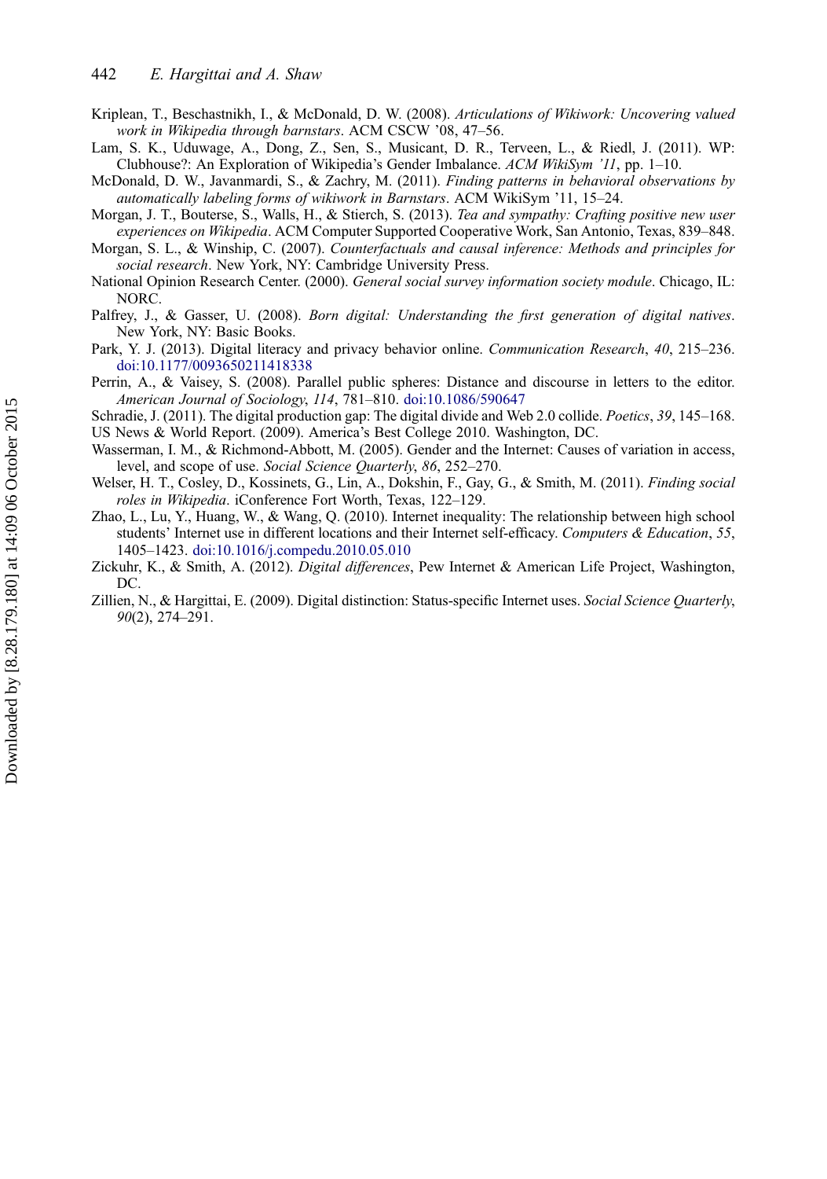Kriplean, T., Beschastnikh, I., & McDonald, D. W. (2008). *Articulations of Wikiwork: Uncovering valued work in Wikipedia through barnstars*. ACM CSCW '08, 47–56.

Lam, S. K., Uduwage, A., Dong, Z., Sen, S., Musicant, D. R., Terveen, L., & Riedl, J. (2011). WP: Clubhouse?: An Exploration of Wikipedia's Gender Imbalance. *ACM WikiSym '11*, pp. 1–10.

McDonald, D. W., Javanmardi, S., & Zachry, M. (2011). *Finding patterns in behavioral observations by automatically labeling forms of wikiwork in Barnstars*. ACM WikiSym '11, 15–24.

Morgan, J. T., Bouterse, S., Walls, H., & Stierch, S. (2013). *Tea and sympathy: Crafting positive new user experiences on Wikipedia*. ACM Computer Supported Cooperative Work, San Antonio, Texas, 839–848.

Morgan, S. L., & Winship, C. (2007). *Counterfactuals and causal inference: Methods and principles for social research*. New York, NY: Cambridge University Press.

National Opinion Research Center. (2000). *General social survey information society module*. Chicago, IL: NORC.

Palfrey, J., & Gasser, U. (2008). *Born digital: Understanding the first generation of digital natives*. New York, NY: Basic Books.

Park, Y. J. (2013). Digital literacy and privacy behavior online. *Communication Research*, *40*, 215–236. doi:10.1177/0093650211418338

Perrin, A., & Vaisey, S. (2008). Parallel public spheres: Distance and discourse in letters to the editor. *American Journal of Sociology*, *114*, 781–810. doi:10.1086/590647

Schradie, J. (2011). The digital production gap: The digital divide and Web 2.0 collide. *Poetics*, *39*, 145–168.

US News & World Report. (2009). America's Best College 2010. Washington, DC.

Wasserman, I. M., & Richmond-Abbott, M. (2005). Gender and the Internet: Causes of variation in access, level, and scope of use. *Social Science Quarterly*, *86*, 252–270.

Welser, H. T., Cosley, D., Kossinets, G., Lin, A., Dokshin, F., Gay, G., & Smith, M. (2011). *Finding social roles in Wikipedia*. iConference Fort Worth, Texas, 122–129.

Zhao, L., Lu, Y., Huang, W., & Wang, Q. (2010). Internet inequality: The relationship between high school students' Internet use in different locations and their Internet self-efficacy. *Computers & Education*, *55*, 1405–1423. doi:10.1016/j.compedu.2010.05.010

Zickuhr, K., & Smith, A. (2012). *Digital differences*, Pew Internet & American Life Project, Washington, DC.

Zillien, N., & Hargittai, E. (2009). Digital distinction: Status-specific Internet uses. *Social Science Quarterly*, *90*(2), 274–291.